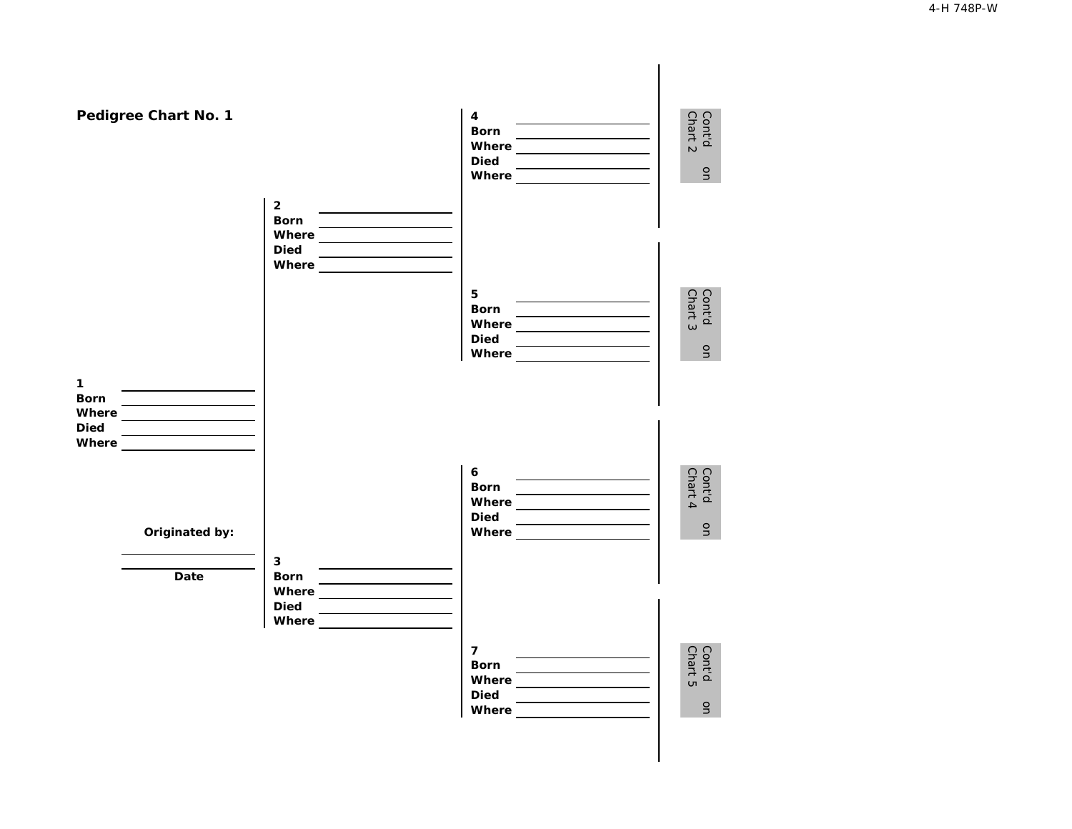## Pedigree Chart No. 1

**1** \_\_\_\_\_\_\_\_\_\_\_\_\_\_\_\_\_\_\_\_
**Born** \_\_\_\_\_\_\_\_\_\_\_\_\_\_\_\_\_\_\_\_
**Where** \_\_\_\_\_\_\_\_\_\_\_\_\_\_\_\_\_\_\_\_
**Died** \_\_\_\_\_\_\_\_\_\_\_\_\_\_\_\_\_\_\_\_
**Where** \_\_\_\_\_\_\_\_\_\_\_\_\_\_\_\_\_\_\_\_

**Originated by:**

\_\_\_\_\_\_\_\_\_\_\_\_\_\_\_\_\_\_\_\_

\_\_\_\_\_\_\_\_\_\_\_\_\_\_\_\_\_\_\_\_
**Date**

**2** \_\_\_\_\_\_\_\_\_\_\_\_\_\_\_\_\_\_\_\_
**Born** \_\_\_\_\_\_\_\_\_\_\_\_\_\_\_\_\_\_\_\_
**Where** \_\_\_\_\_\_\_\_\_\_\_\_\_\_\_\_\_\_\_\_
**Died** \_\_\_\_\_\_\_\_\_\_\_\_\_\_\_\_\_\_\_\_
**Where** \_\_\_\_\_\_\_\_\_\_\_\_\_\_\_\_\_\_\_\_

**3** \_\_\_\_\_\_\_\_\_\_\_\_\_\_\_\_\_\_\_\_
**Born** \_\_\_\_\_\_\_\_\_\_\_\_\_\_\_\_\_\_\_\_
**Where** \_\_\_\_\_\_\_\_\_\_\_\_\_\_\_\_\_\_\_\_
**Died** \_\_\_\_\_\_\_\_\_\_\_\_\_\_\_\_\_\_\_\_
**Where** \_\_\_\_\_\_\_\_\_\_\_\_\_\_\_\_\_\_\_\_

**4** \_\_\_\_\_\_\_\_\_\_\_\_\_\_\_\_\_\_\_\_
**Born** \_\_\_\_\_\_\_\_\_\_\_\_\_\_\_\_\_\_\_\_
**Where** \_\_\_\_\_\_\_\_\_\_\_\_\_\_\_\_\_\_\_\_
**Died** \_\_\_\_\_\_\_\_\_\_\_\_\_\_\_\_\_\_\_\_
**Where** \_\_\_\_\_\_\_\_\_\_\_\_\_\_\_\_\_\_\_\_

Cont'd on Chart 2

**5** \_\_\_\_\_\_\_\_\_\_\_\_\_\_\_\_\_\_\_\_
**Born** \_\_\_\_\_\_\_\_\_\_\_\_\_\_\_\_\_\_\_\_
**Where** \_\_\_\_\_\_\_\_\_\_\_\_\_\_\_\_\_\_\_\_
**Died** \_\_\_\_\_\_\_\_\_\_\_\_\_\_\_\_\_\_\_\_
**Where** \_\_\_\_\_\_\_\_\_\_\_\_\_\_\_\_\_\_\_\_

Cont'd on Chart 3

**6** \_\_\_\_\_\_\_\_\_\_\_\_\_\_\_\_\_\_\_\_
**Born** \_\_\_\_\_\_\_\_\_\_\_\_\_\_\_\_\_\_\_\_
**Where** \_\_\_\_\_\_\_\_\_\_\_\_\_\_\_\_\_\_\_\_
**Died** \_\_\_\_\_\_\_\_\_\_\_\_\_\_\_\_\_\_\_\_
**Where** \_\_\_\_\_\_\_\_\_\_\_\_\_\_\_\_\_\_\_\_

Cont'd on Chart 4

**7** \_\_\_\_\_\_\_\_\_\_\_\_\_\_\_\_\_\_\_\_
**Born** \_\_\_\_\_\_\_\_\_\_\_\_\_\_\_\_\_\_\_\_
**Where** \_\_\_\_\_\_\_\_\_\_\_\_\_\_\_\_\_\_\_\_
**Died** \_\_\_\_\_\_\_\_\_\_\_\_\_\_\_\_\_\_\_\_
**Where** \_\_\_\_\_\_\_\_\_\_\_\_\_\_\_\_\_\_\_\_

Cont'd on Chart 5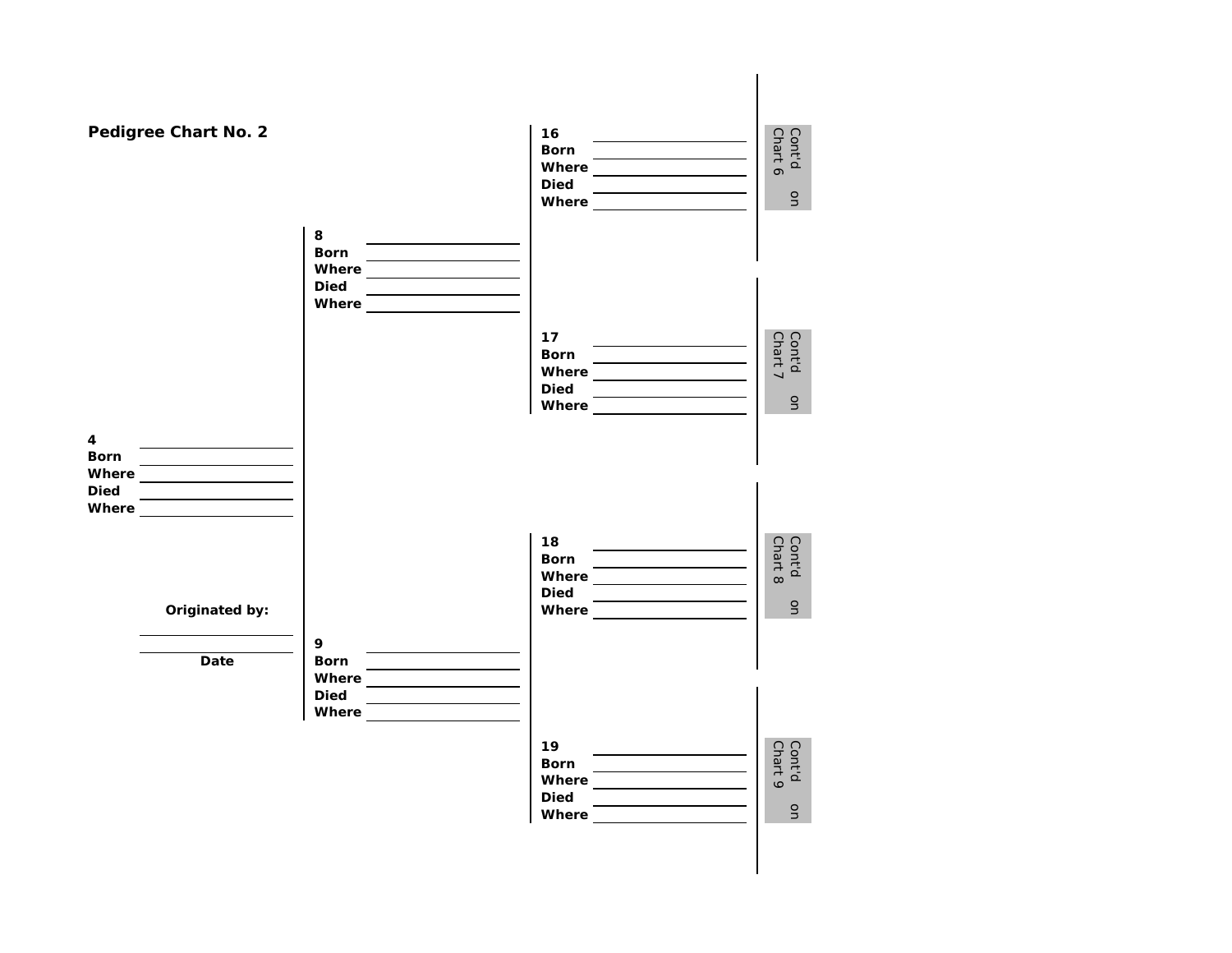## Pedigree Chart No. 2

**4**
**Born** \_\_\_\_\_\_\_\_\_\_\_\_\_\_\_\_
**Where** \_\_\_\_\_\_\_\_\_\_\_\_\_\_\_\_
**Died** \_\_\_\_\_\_\_\_\_\_\_\_\_\_\_\_
**Where** \_\_\_\_\_\_\_\_\_\_\_\_\_\_\_\_

**8**
**Born** \_\_\_\_\_\_\_\_\_\_\_\_\_\_\_\_
**Where** \_\_\_\_\_\_\_\_\_\_\_\_\_\_\_\_
**Died** \_\_\_\_\_\_\_\_\_\_\_\_\_\_\_\_
**Where** \_\_\_\_\_\_\_\_\_\_\_\_\_\_\_\_

**16**
**Born** \_\_\_\_\_\_\_\_\_\_\_\_\_\_\_\_
**Where** \_\_\_\_\_\_\_\_\_\_\_\_\_\_\_\_
**Died** \_\_\_\_\_\_\_\_\_\_\_\_\_\_\_\_
**Where** \_\_\_\_\_\_\_\_\_\_\_\_\_\_\_\_

Cont'd on Chart 6

**17**
**Born** \_\_\_\_\_\_\_\_\_\_\_\_\_\_\_\_
**Where** \_\_\_\_\_\_\_\_\_\_\_\_\_\_\_\_
**Died** \_\_\_\_\_\_\_\_\_\_\_\_\_\_\_\_
**Where** \_\_\_\_\_\_\_\_\_\_\_\_\_\_\_\_

Cont'd on Chart 7

**9**
**Born** \_\_\_\_\_\_\_\_\_\_\_\_\_\_\_\_
**Where** \_\_\_\_\_\_\_\_\_\_\_\_\_\_\_\_
**Died** \_\_\_\_\_\_\_\_\_\_\_\_\_\_\_\_
**Where** \_\_\_\_\_\_\_\_\_\_\_\_\_\_\_\_

**18**
**Born** \_\_\_\_\_\_\_\_\_\_\_\_\_\_\_\_
**Where** \_\_\_\_\_\_\_\_\_\_\_\_\_\_\_\_
**Died** \_\_\_\_\_\_\_\_\_\_\_\_\_\_\_\_
**Where** \_\_\_\_\_\_\_\_\_\_\_\_\_\_\_\_

Cont'd on Chart 8

**19**
**Born** \_\_\_\_\_\_\_\_\_\_\_\_\_\_\_\_
**Where** \_\_\_\_\_\_\_\_\_\_\_\_\_\_\_\_
**Died** \_\_\_\_\_\_\_\_\_\_\_\_\_\_\_\_
**Where** \_\_\_\_\_\_\_\_\_\_\_\_\_\_\_\_

Cont'd on Chart 9

**Originated by:**

\_\_\_\_\_\_\_\_\_\_\_\_\_\_\_\_

\_\_\_\_\_\_\_\_\_\_\_\_\_\_\_\_
**Date**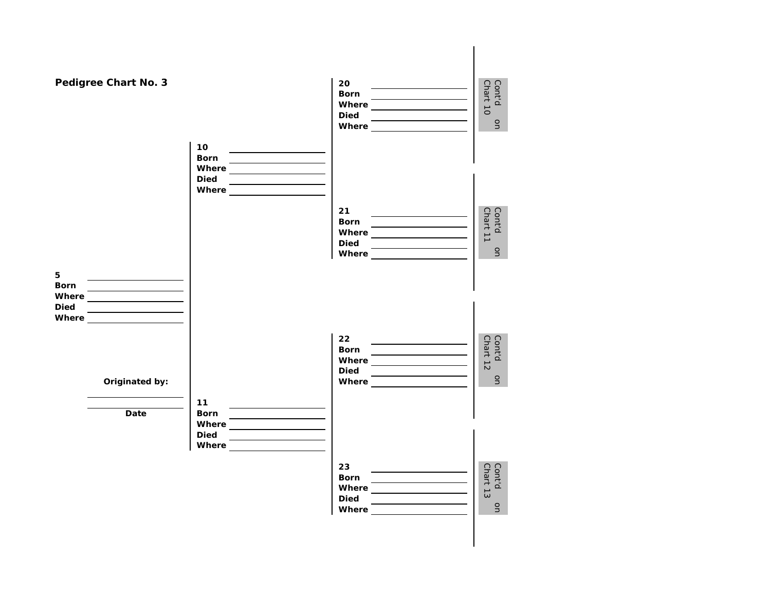## Pedigree Chart No. 3

**20**
**Born**
**Where**
**Died**
**Where**

Cont'd on Chart 10

**10**
**Born**
**Where**
**Died**
**Where**

**21**
**Born**
**Where**
**Died**
**Where**

Cont'd on Chart 11

**5**
**Born**
**Where**
**Died**
**Where**

**22**
**Born**
**Where**
**Died**
**Where**

Cont'd on Chart 12

**Originated by:**

**Date**

**11**
**Born**
**Where**
**Died**
**Where**

**23**
**Born**
**Where**
**Died**
**Where**

Cont'd on Chart 13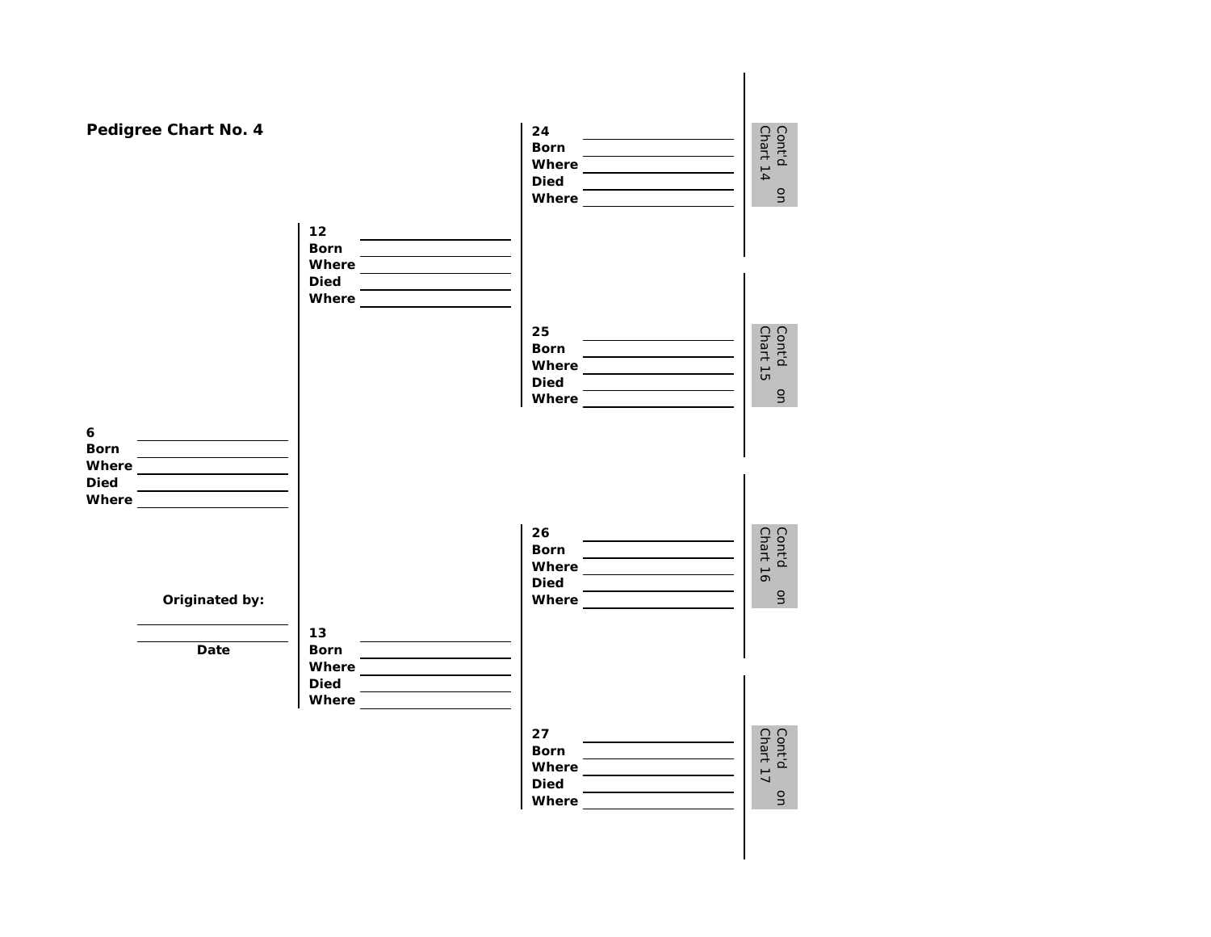## Pedigree Chart No. 4

**24**
**Born**
**Where**
**Died**
**Where**

Cont'd on Chart 14

**12**
**Born**
**Where**
**Died**
**Where**

**25**
**Born**
**Where**
**Died**
**Where**

Cont'd on Chart 15

**6**
**Born**
**Where**
**Died**
**Where**

**26**
**Born**
**Where**
**Died**
**Where**

Cont'd on Chart 16

**Originated by:**

**Date**

**13**
**Born**
**Where**
**Died**
**Where**

**27**
**Born**
**Where**
**Died**
**Where**

Cont'd on Chart 17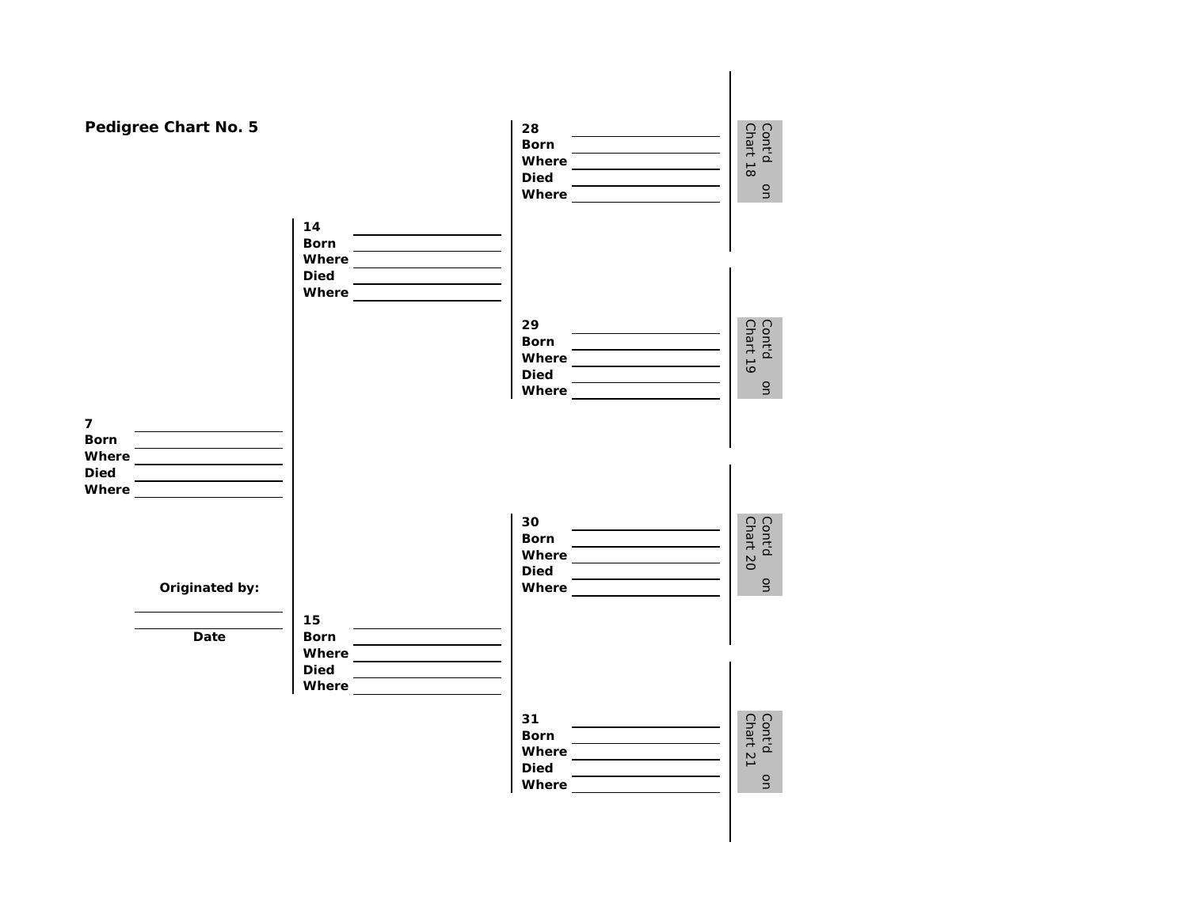## Pedigree Chart No. 5

**28**
**Born** \_\_\_\_\_\_\_\_\_\_
**Where** \_\_\_\_\_\_\_\_\_\_
**Died** \_\_\_\_\_\_\_\_\_\_
**Where** \_\_\_\_\_\_\_\_\_\_

Cont'd on Chart 18

**14**
**Born** \_\_\_\_\_\_\_\_\_\_
**Where** \_\_\_\_\_\_\_\_\_\_
**Died** \_\_\_\_\_\_\_\_\_\_
**Where** \_\_\_\_\_\_\_\_\_\_

**29**
**Born** \_\_\_\_\_\_\_\_\_\_
**Where** \_\_\_\_\_\_\_\_\_\_
**Died** \_\_\_\_\_\_\_\_\_\_
**Where** \_\_\_\_\_\_\_\_\_\_

Cont'd on Chart 19

**7**
**Born** \_\_\_\_\_\_\_\_\_\_
**Where** \_\_\_\_\_\_\_\_\_\_
**Died** \_\_\_\_\_\_\_\_\_\_
**Where** \_\_\_\_\_\_\_\_\_\_

**30**
**Born** \_\_\_\_\_\_\_\_\_\_
**Where** \_\_\_\_\_\_\_\_\_\_
**Died** \_\_\_\_\_\_\_\_\_\_
**Where** \_\_\_\_\_\_\_\_\_\_

Cont'd on Chart 20

**Originated by:**
\_\_\_\_\_\_\_\_\_\_
\_\_\_\_\_\_\_\_\_\_
**Date**

**15**
**Born** \_\_\_\_\_\_\_\_\_\_
**Where** \_\_\_\_\_\_\_\_\_\_
**Died** \_\_\_\_\_\_\_\_\_\_
**Where** \_\_\_\_\_\_\_\_\_\_

**31**
**Born** \_\_\_\_\_\_\_\_\_\_
**Where** \_\_\_\_\_\_\_\_\_\_
**Died** \_\_\_\_\_\_\_\_\_\_
**Where** \_\_\_\_\_\_\_\_\_\_

Cont'd on Chart 21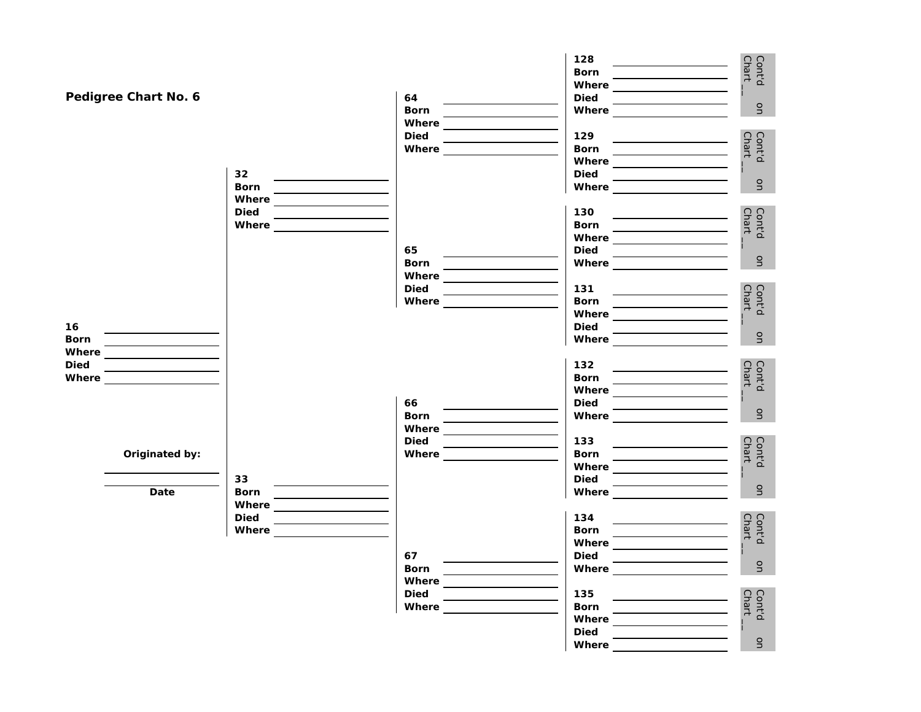## Pedigree Chart No. 6

**16**
**Born**
**Where**
**Died**
**Where**

**Originated by:**

**Date**

**32**
**Born**
**Where**
**Died**
**Where**

**33**
**Born**
**Where**
**Died**
**Where**

**64**
**Born**
**Where**
**Died**
**Where**

**65**
**Born**
**Where**
**Died**
**Where**

**66**
**Born**
**Where**
**Died**
**Where**

**67**
**Born**
**Where**
**Died**
**Where**

**128**
**Born**
**Where**
**Died**
**Where**

Cont'd on Chart __

**129**
**Born**
**Where**
**Died**
**Where**

Cont'd on Chart __

**130**
**Born**
**Where**
**Died**
**Where**

Cont'd on Chart __

**131**
**Born**
**Where**
**Died**
**Where**

Cont'd on Chart __

**132**
**Born**
**Where**
**Died**
**Where**

Cont'd on Chart __

**133**
**Born**
**Where**
**Died**
**Where**

Cont'd on Chart __

**134**
**Born**
**Where**
**Died**
**Where**

Cont'd on Chart __

**135**
**Born**
**Where**
**Died**
**Where**

Cont'd on Chart __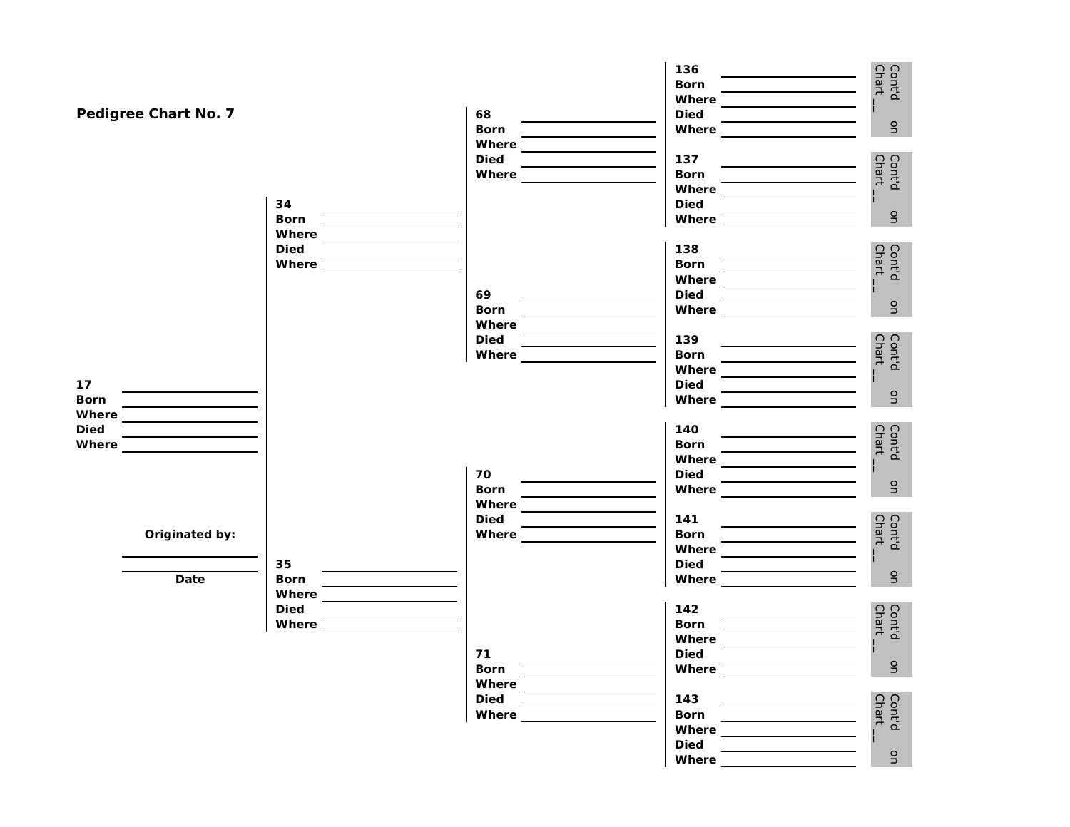**Pedigree Chart No. 7**

**17**
**Born** ______
**Where** ______
**Died** ______
**Where** ______

**Originated by:** ______
______
**Date**

**34**
**Born** ______
**Where** ______
**Died** ______
**Where** ______

**35**
**Born** ______
**Where** ______
**Died** ______
**Where** ______

**68**
**Born** ______
**Where** ______
**Died** ______
**Where** ______

**69**
**Born** ______
**Where** ______
**Died** ______
**Where** ______

**70**
**Born** ______
**Where** ______
**Died** ______
**Where** ______

**71**
**Born** ______
**Where** ______
**Died** ______
**Where** ______

**136**
**Born** ______
**Where** ______
**Died** ______
**Where** ______
Cont'd on Chart __

**137**
**Born** ______
**Where** ______
**Died** ______
**Where** ______
Cont'd on Chart __

**138**
**Born** ______
**Where** ______
**Died** ______
**Where** ______
Cont'd on Chart __

**139**
**Born** ______
**Where** ______
**Died** ______
**Where** ______
Cont'd on Chart __

**140**
**Born** ______
**Where** ______
**Died** ______
**Where** ______
Cont'd on Chart __

**141**
**Born** ______
**Where** ______
**Died** ______
**Where** ______
Cont'd on Chart __

**142**
**Born** ______
**Where** ______
**Died** ______
**Where** ______
Cont'd on Chart __

**143**
**Born** ______
**Where** ______
**Died** ______
**Where** ______
Cont'd on Chart __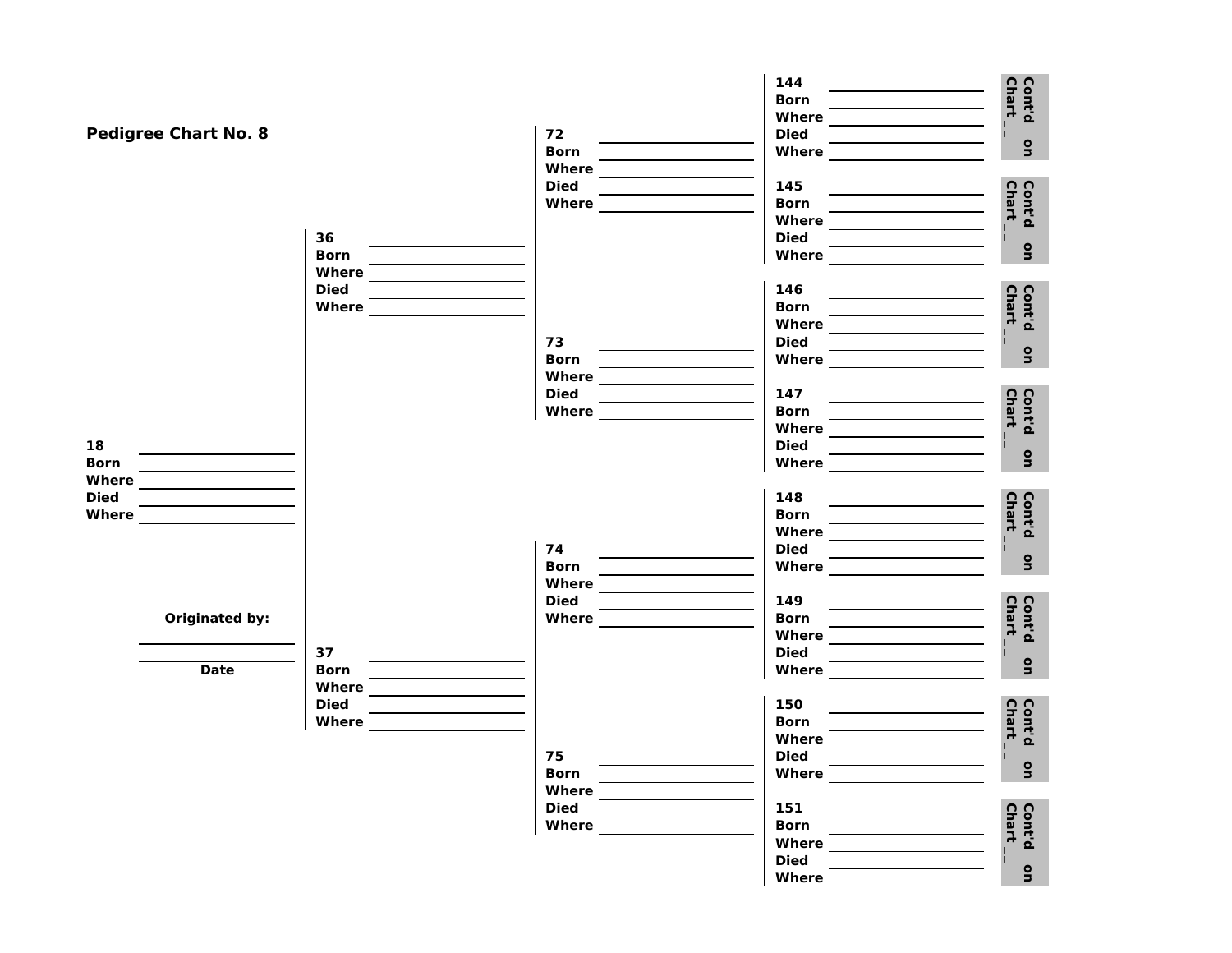## Pedigree Chart No. 8

**18**
**Born** ____________________
**Where** ____________________
**Died** ____________________
**Where** ____________________

**Originated by:**

____________________

____________________
**Date**

**36**
**Born** ____________________
**Where** ____________________
**Died** ____________________
**Where** ____________________

**37**
**Born** ____________________
**Where** ____________________
**Died** ____________________
**Where** ____________________

**72**
**Born** ____________________
**Where** ____________________
**Died** ____________________
**Where** ____________________

**73**
**Born** ____________________
**Where** ____________________
**Died** ____________________
**Where** ____________________

**74**
**Born** ____________________
**Where** ____________________
**Died** ____________________
**Where** ____________________

**75**
**Born** ____________________
**Where** ____________________
**Died** ____________________
**Where** ____________________

**144**
**Born** ____________________
**Where** ____________________
**Died** ____________________
**Where** ____________________
**Cont'd on Chart _**

**145**
**Born** ____________________
**Where** ____________________
**Died** ____________________
**Where** ____________________
**Cont'd on Chart _**

**146**
**Born** ____________________
**Where** ____________________
**Died** ____________________
**Where** ____________________
**Cont'd on Chart _**

**147**
**Born** ____________________
**Where** ____________________
**Died** ____________________
**Where** ____________________
**Cont'd on Chart _**

**148**
**Born** ____________________
**Where** ____________________
**Died** ____________________
**Where** ____________________
**Cont'd on Chart _**

**149**
**Born** ____________________
**Where** ____________________
**Died** ____________________
**Where** ____________________
**Cont'd on Chart _**

**150**
**Born** ____________________
**Where** ____________________
**Died** ____________________
**Where** ____________________
**Cont'd on Chart _**

**151**
**Born** ____________________
**Where** ____________________
**Died** ____________________
**Where** ____________________
**Cont'd on Chart _**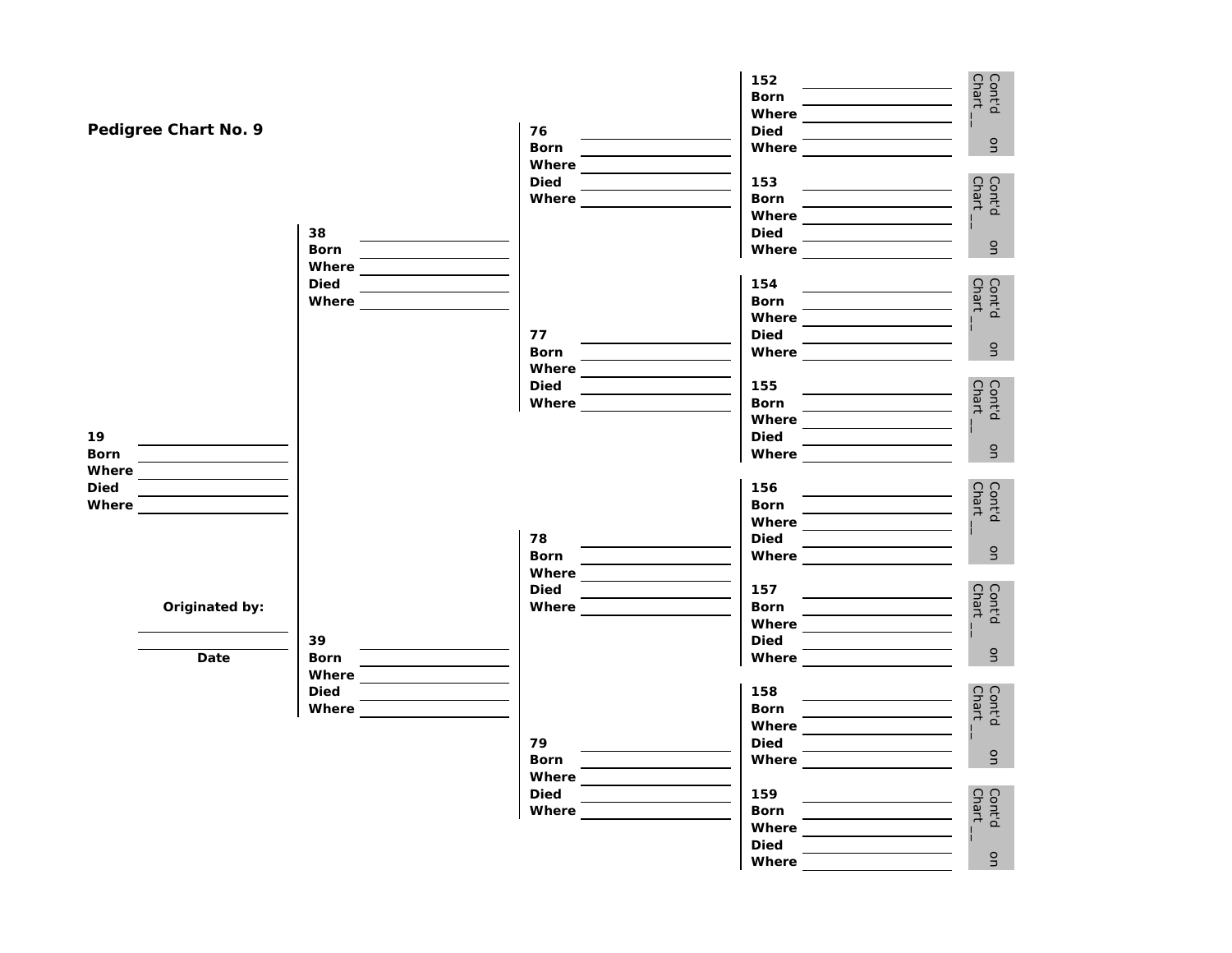## Pedigree Chart No. 9

**19**
**Born**
**Where**
**Died**
**Where**

**Originated by:**

**Date**

**38**
**Born**
**Where**
**Died**
**Where**

**39**
**Born**
**Where**
**Died**
**Where**

**76**
**Born**
**Where**
**Died**
**Where**

**77**
**Born**
**Where**
**Died**
**Where**

**78**
**Born**
**Where**
**Died**
**Where**

**79**
**Born**
**Where**
**Died**
**Where**

**152**
**Born**
**Where**
**Died**
**Where**

Cont'd on Chart __

**153**
**Born**
**Where**
**Died**
**Where**

Cont'd on Chart __

**154**
**Born**
**Where**
**Died**
**Where**

Cont'd on Chart __

**155**
**Born**
**Where**
**Died**
**Where**

Cont'd on Chart __

**156**
**Born**
**Where**
**Died**
**Where**

Cont'd on Chart __

**157**
**Born**
**Where**
**Died**
**Where**

Cont'd on Chart __

**158**
**Born**
**Where**
**Died**
**Where**

Cont'd on Chart __

**159**
**Born**
**Where**
**Died**
**Where**

Cont'd on Chart __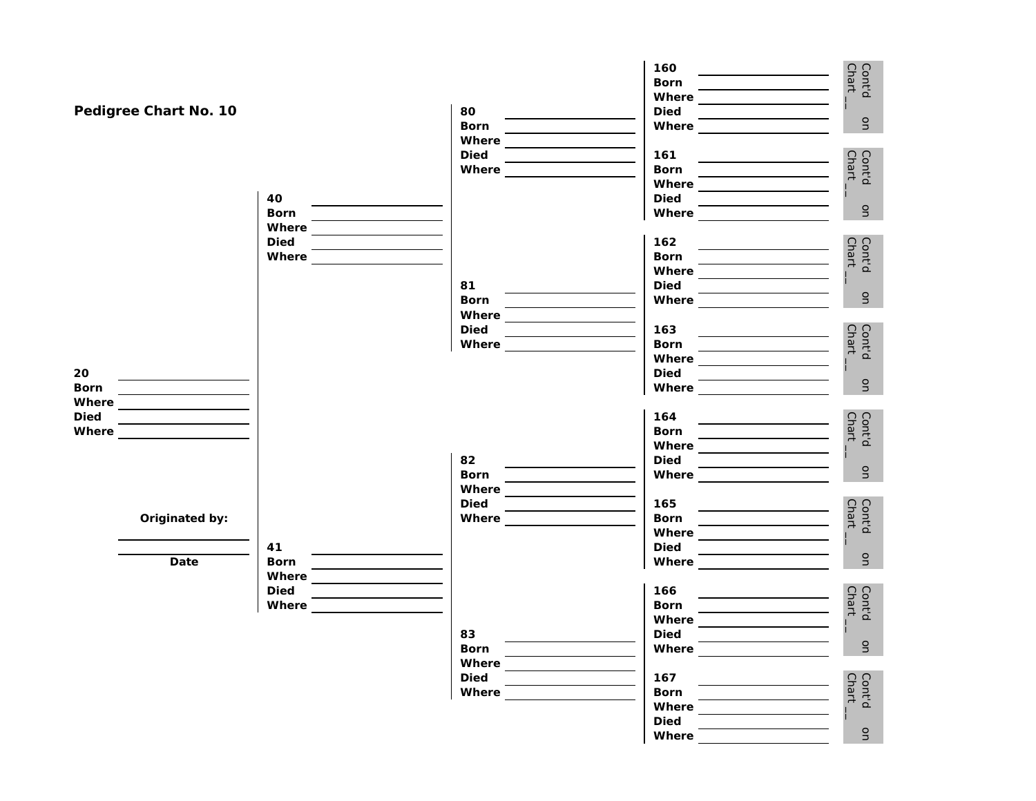## Pedigree Chart No. 10

**20**
**Born** ______
**Where** ______
**Died** ______
**Where** ______

**Originated by:**
______
______
**Date**

**40**
**Born** ______
**Where** ______
**Died** ______
**Where** ______

**41**
**Born** ______
**Where** ______
**Died** ______
**Where** ______

**80**
**Born** ______
**Where** ______
**Died** ______
**Where** ______

**81**
**Born** ______
**Where** ______
**Died** ______
**Where** ______

**82**
**Born** ______
**Where** ______
**Died** ______
**Where** ______

**83**
**Born** ______
**Where** ______
**Died** ______
**Where** ______

**160**
**Born** ______
**Where** ______
**Died** ______
**Where** ______
Cont'd on Chart __

**161**
**Born** ______
**Where** ______
**Died** ______
**Where** ______
Cont'd on Chart __

**162**
**Born** ______
**Where** ______
**Died** ______
**Where** ______
Cont'd on Chart __

**163**
**Born** ______
**Where** ______
**Died** ______
**Where** ______
Cont'd on Chart __

**164**
**Born** ______
**Where** ______
**Died** ______
**Where** ______
Cont'd on Chart __

**165**
**Born** ______
**Where** ______
**Died** ______
**Where** ______
Cont'd on Chart __

**166**
**Born** ______
**Where** ______
**Died** ______
**Where** ______
Cont'd on Chart __

**167**
**Born** ______
**Where** ______
**Died** ______
**Where** ______
Cont'd on Chart __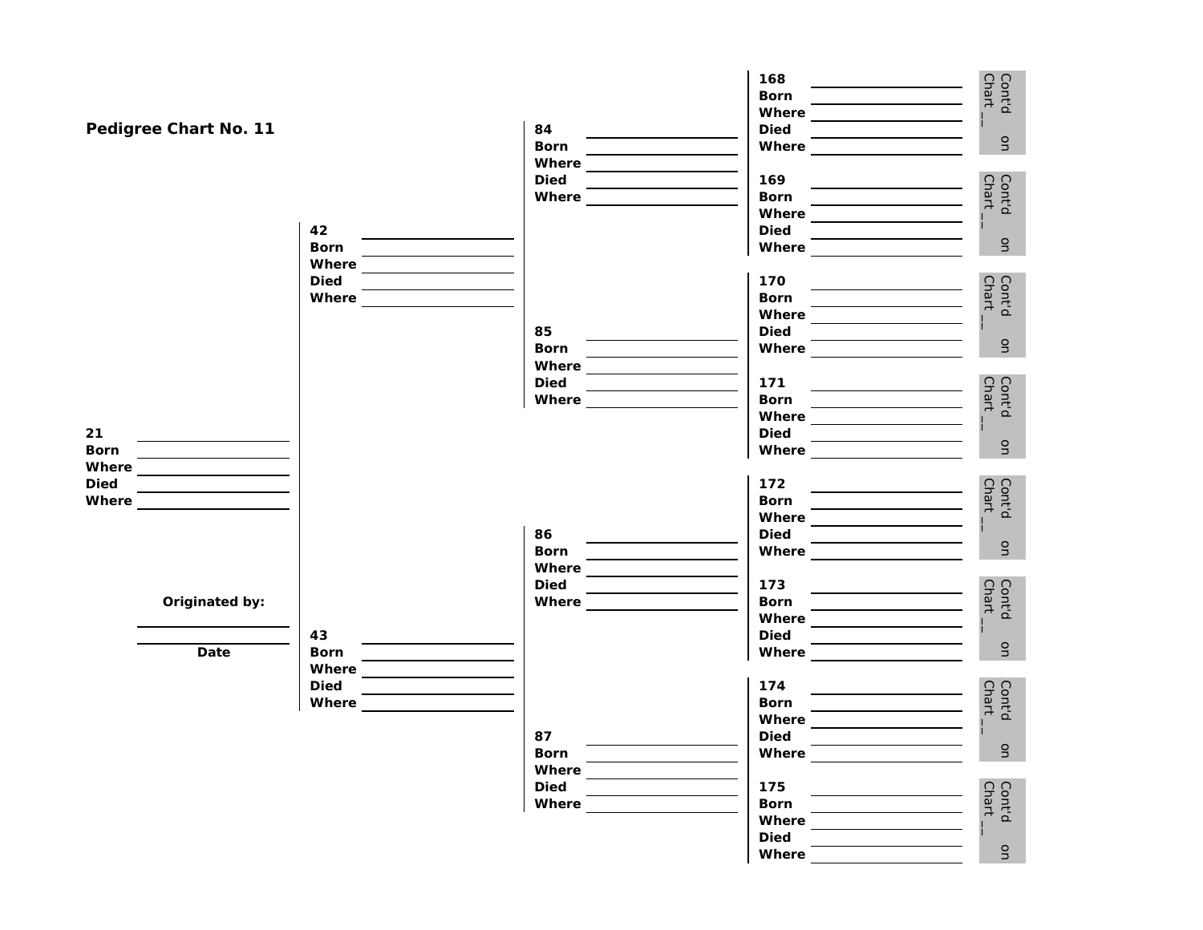## Pedigree Chart No. 11

**21**
**Born** ____________
**Where** ____________
**Died** ____________
**Where** ____________

**Originated by:**
____________
____________
**Date**

**42**
**Born** ____________
**Where** ____________
**Died** ____________
**Where** ____________

**43**
**Born** ____________
**Where** ____________
**Died** ____________
**Where** ____________

**84**
**Born** ____________
**Where** ____________
**Died** ____________
**Where** ____________

**85**
**Born** ____________
**Where** ____________
**Died** ____________
**Where** ____________

**86**
**Born** ____________
**Where** ____________
**Died** ____________
**Where** ____________

**87**
**Born** ____________
**Where** ____________
**Died** ____________
**Where** ____________

**168**
**Born** ____________
**Where** ____________
**Died** ____________
**Where** ____________
Cont'd on Chart __

**169**
**Born** ____________
**Where** ____________
**Died** ____________
**Where** ____________
Cont'd on Chart __

**170**
**Born** ____________
**Where** ____________
**Died** ____________
**Where** ____________
Cont'd on Chart __

**171**
**Born** ____________
**Where** ____________
**Died** ____________
**Where** ____________
Cont'd on Chart __

**172**
**Born** ____________
**Where** ____________
**Died** ____________
**Where** ____________
Cont'd on Chart __

**173**
**Born** ____________
**Where** ____________
**Died** ____________
**Where** ____________
Cont'd on Chart __

**174**
**Born** ____________
**Where** ____________
**Died** ____________
**Where** ____________
Cont'd on Chart __

**175**
**Born** ____________
**Where** ____________
**Died** ____________
**Where** ____________
Cont'd on Chart __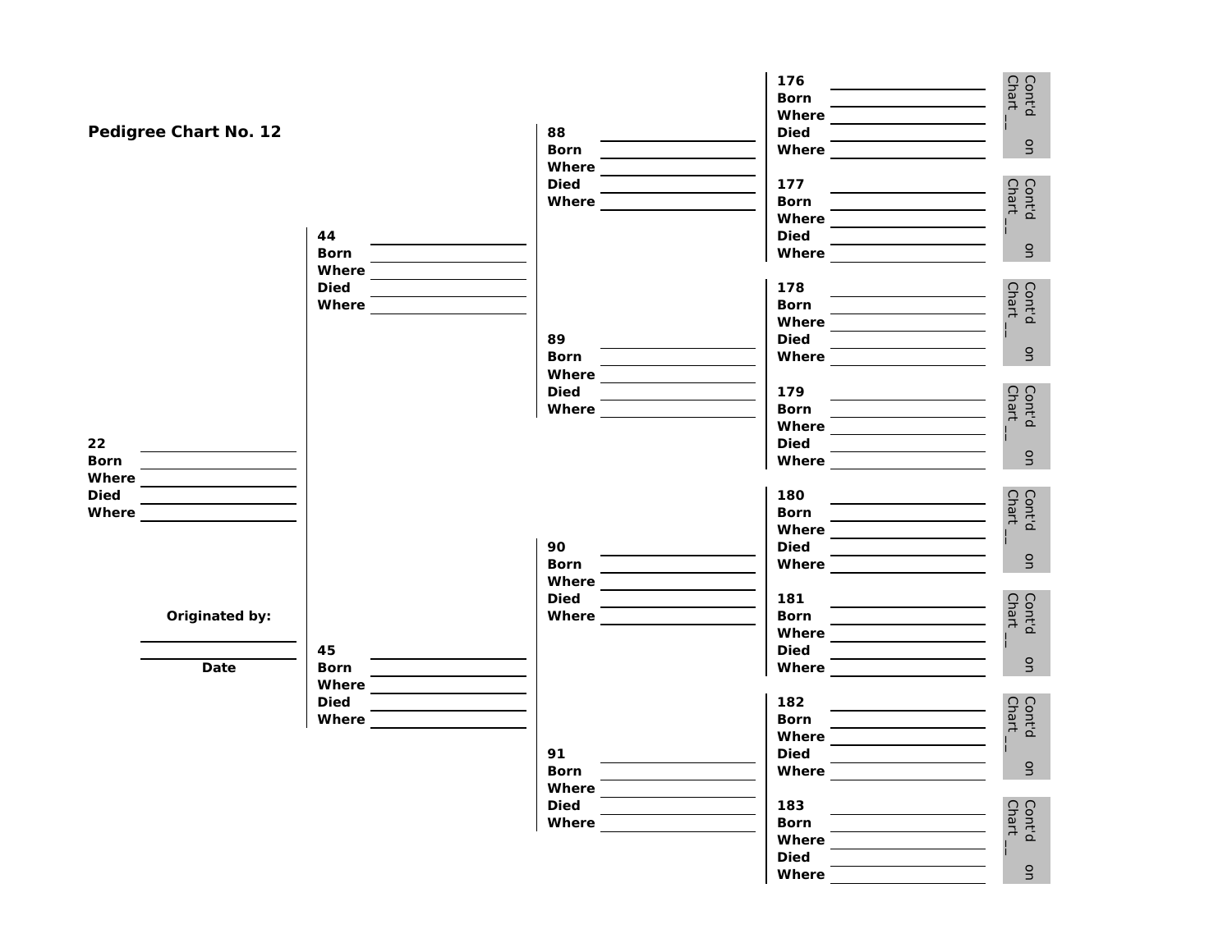## Pedigree Chart No. 12

**22**
**Born** ______
**Where** ______
**Died** ______
**Where** ______

**Originated by:**

______

______
**Date**

**44**
**Born** ______
**Where** ______
**Died** ______
**Where** ______

**45**
**Born** ______
**Where** ______
**Died** ______
**Where** ______

**88**
**Born** ______
**Where** ______
**Died** ______
**Where** ______

**89**
**Born** ______
**Where** ______
**Died** ______
**Where** ______

**90**
**Born** ______
**Where** ______
**Died** ______
**Where** ______

**91**
**Born** ______
**Where** ______
**Died** ______
**Where** ______

**176**
**Born** ______
**Where** ______
**Died** ______
**Where** ______

Cont'd on Chart __

**177**
**Born** ______
**Where** ______
**Died** ______
**Where** ______

Cont'd on Chart __

**178**
**Born** ______
**Where** ______
**Died** ______
**Where** ______

Cont'd on Chart __

**179**
**Born** ______
**Where** ______
**Died** ______
**Where** ______

Cont'd on Chart __

**180**
**Born** ______
**Where** ______
**Died** ______
**Where** ______

Cont'd on Chart __

**181**
**Born** ______
**Where** ______
**Died** ______
**Where** ______

Cont'd on Chart __

**182**
**Born** ______
**Where** ______
**Died** ______
**Where** ______

Cont'd on Chart __

**183**
**Born** ______
**Where** ______
**Died** ______
**Where** ______

Cont'd on Chart __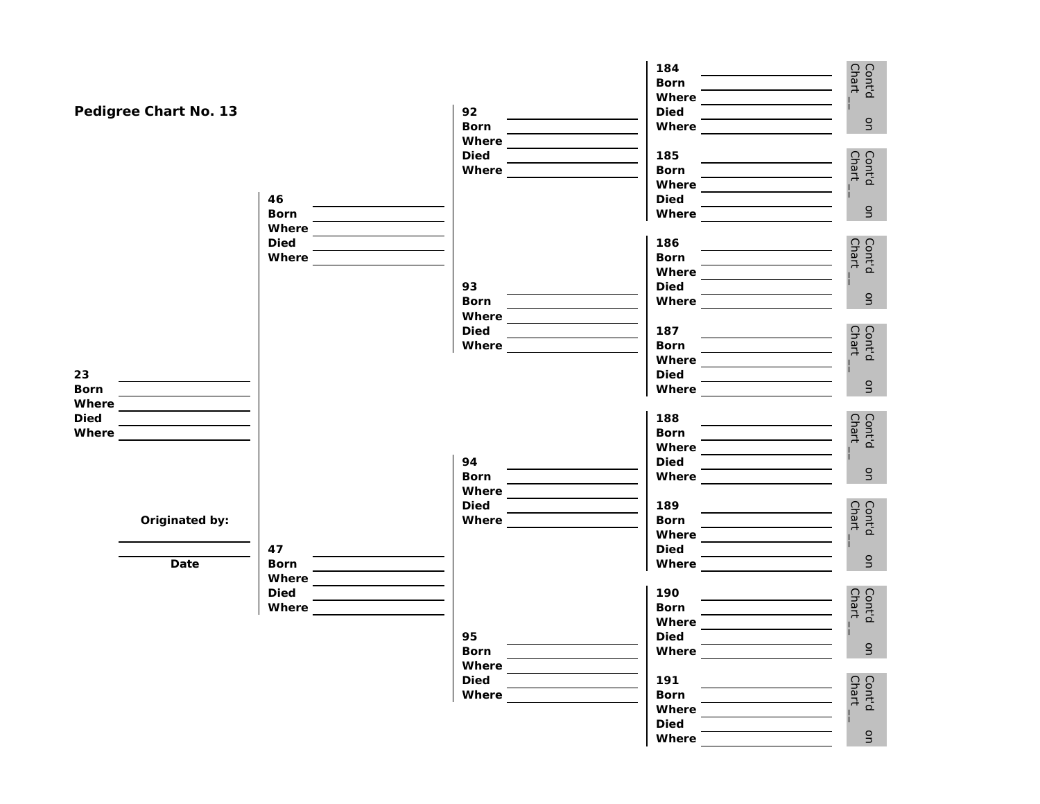## Pedigree Chart No. 13

23
Born
Where
Died
Where

Originated by:

Date

46
Born
Where
Died
Where

47
Born
Where
Died
Where

92
Born
Where
Died
Where

93
Born
Where
Died
Where

94
Born
Where
Died
Where

95
Born
Where
Died
Where

184
Born
Where
Died
Where

Cont'd on Chart __

185
Born
Where
Died
Where

Cont'd on Chart __

186
Born
Where
Died
Where

Cont'd on Chart __

187
Born
Where
Died
Where

Cont'd on Chart __

188
Born
Where
Died
Where

Cont'd on Chart __

189
Born
Where
Died
Where

Cont'd on Chart __

190
Born
Where
Died
Where

Cont'd on Chart __

191
Born
Where
Died
Where

Cont'd on Chart __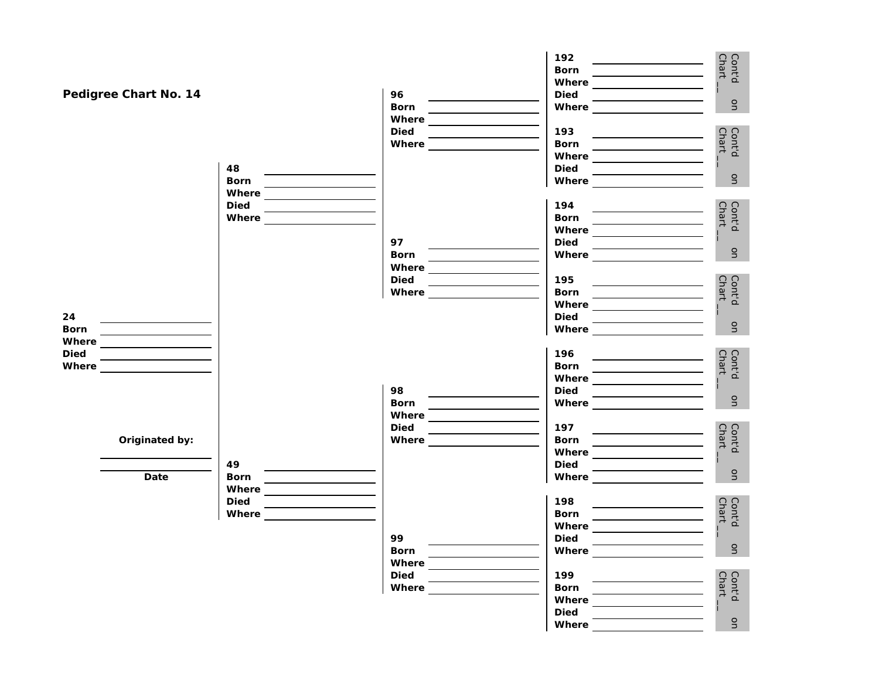# Pedigree Chart No. 14

**24**
**Born** ______
**Where** ______
**Died** ______
**Where** ______

**Originated by:**

______

______
**Date**

**48**
**Born** ______
**Where** ______
**Died** ______
**Where** ______

**49**
**Born** ______
**Where** ______
**Died** ______
**Where** ______

**96**
**Born** ______
**Where** ______
**Died** ______
**Where** ______

**97**
**Born** ______
**Where** ______
**Died** ______
**Where** ______

**98**
**Born** ______
**Where** ______
**Died** ______
**Where** ______

**99**
**Born** ______
**Where** ______
**Died** ______
**Where** ______

**192**
**Born** ______
**Where** ______
**Died** ______
**Where** ______

Cont'd on Chart __

**193**
**Born** ______
**Where** ______
**Died** ______
**Where** ______

Cont'd on Chart __

**194**
**Born** ______
**Where** ______
**Died** ______
**Where** ______

Cont'd on Chart __

**195**
**Born** ______
**Where** ______
**Died** ______
**Where** ______

Cont'd on Chart __

**196**
**Born** ______
**Where** ______
**Died** ______
**Where** ______

Cont'd on Chart __

**197**
**Born** ______
**Where** ______
**Died** ______
**Where** ______

Cont'd on Chart __

**198**
**Born** ______
**Where** ______
**Died** ______
**Where** ______

Cont'd on Chart __

**199**
**Born** ______
**Where** ______
**Died** ______
**Where** ______

Cont'd on Chart __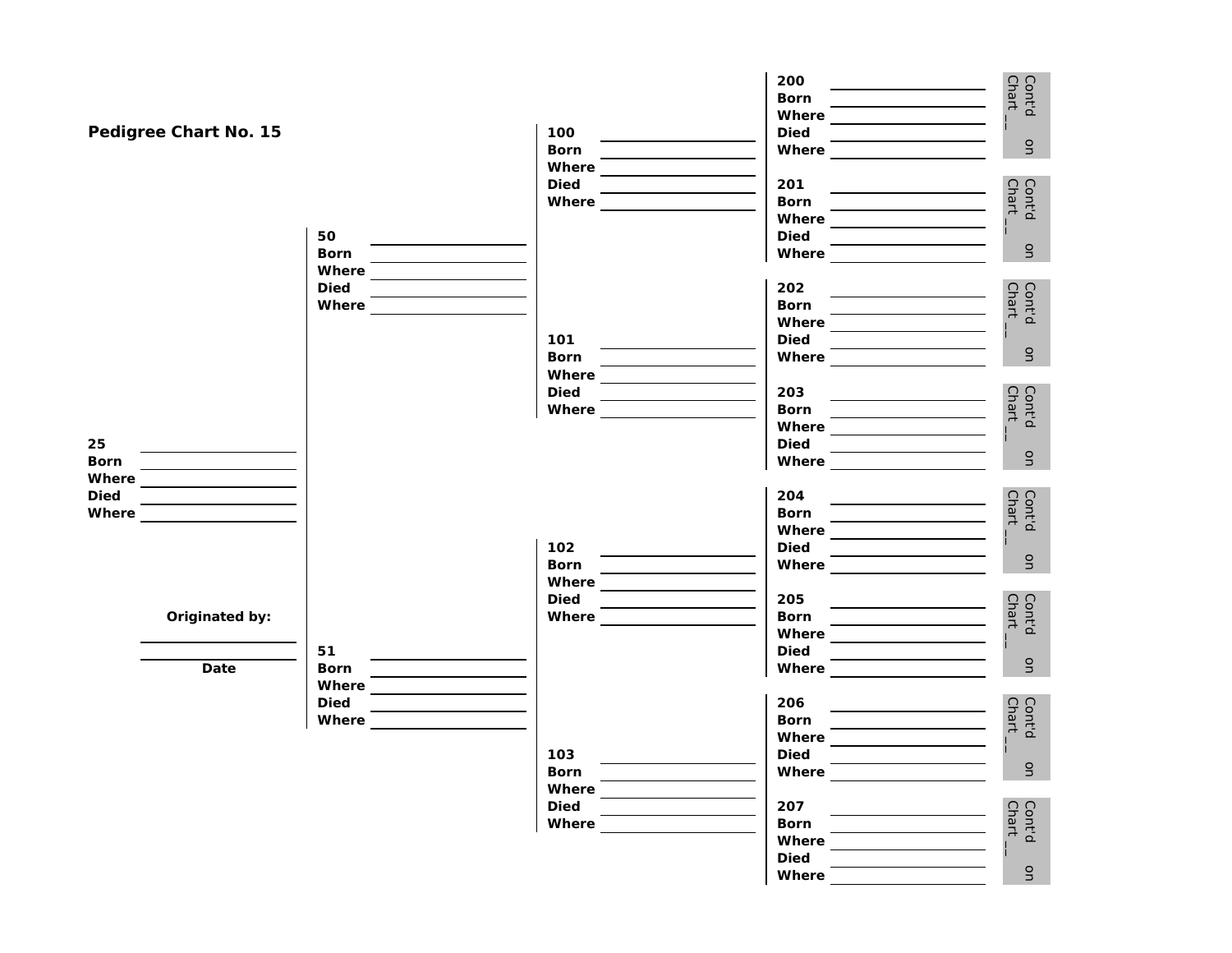**Pedigree Chart No. 15**

**25**
**Born** \_\_\_\_\_\_\_\_\_\_\_\_\_\_\_\_
**Where** \_\_\_\_\_\_\_\_\_\_\_\_\_\_\_\_
**Died** \_\_\_\_\_\_\_\_\_\_\_\_\_\_\_\_
**Where** \_\_\_\_\_\_\_\_\_\_\_\_\_\_\_\_

**Originated by:**

\_\_\_\_\_\_\_\_\_\_\_\_\_\_\_\_

**Date**

**50**
**Born** \_\_\_\_\_\_\_\_\_\_\_\_\_\_\_\_
**Where** \_\_\_\_\_\_\_\_\_\_\_\_\_\_\_\_
**Died** \_\_\_\_\_\_\_\_\_\_\_\_\_\_\_\_
**Where** \_\_\_\_\_\_\_\_\_\_\_\_\_\_\_\_

**51**
**Born** \_\_\_\_\_\_\_\_\_\_\_\_\_\_\_\_
**Where** \_\_\_\_\_\_\_\_\_\_\_\_\_\_\_\_
**Died** \_\_\_\_\_\_\_\_\_\_\_\_\_\_\_\_
**Where** \_\_\_\_\_\_\_\_\_\_\_\_\_\_\_\_

**100**
**Born** \_\_\_\_\_\_\_\_\_\_\_\_\_\_\_\_
**Where** \_\_\_\_\_\_\_\_\_\_\_\_\_\_\_\_
**Died** \_\_\_\_\_\_\_\_\_\_\_\_\_\_\_\_
**Where** \_\_\_\_\_\_\_\_\_\_\_\_\_\_\_\_

**101**
**Born** \_\_\_\_\_\_\_\_\_\_\_\_\_\_\_\_
**Where** \_\_\_\_\_\_\_\_\_\_\_\_\_\_\_\_
**Died** \_\_\_\_\_\_\_\_\_\_\_\_\_\_\_\_
**Where** \_\_\_\_\_\_\_\_\_\_\_\_\_\_\_\_

**102**
**Born** \_\_\_\_\_\_\_\_\_\_\_\_\_\_\_\_
**Where** \_\_\_\_\_\_\_\_\_\_\_\_\_\_\_\_
**Died** \_\_\_\_\_\_\_\_\_\_\_\_\_\_\_\_
**Where** \_\_\_\_\_\_\_\_\_\_\_\_\_\_\_\_

**103**
**Born** \_\_\_\_\_\_\_\_\_\_\_\_\_\_\_\_
**Where** \_\_\_\_\_\_\_\_\_\_\_\_\_\_\_\_
**Died** \_\_\_\_\_\_\_\_\_\_\_\_\_\_\_\_
**Where** \_\_\_\_\_\_\_\_\_\_\_\_\_\_\_\_

**200**
**Born** \_\_\_\_\_\_\_\_\_\_\_\_\_\_\_\_
**Where** \_\_\_\_\_\_\_\_\_\_\_\_\_\_\_\_
**Died** \_\_\_\_\_\_\_\_\_\_\_\_\_\_\_\_
**Where** \_\_\_\_\_\_\_\_\_\_\_\_\_\_\_\_
Cont'd on Chart __

**201**
**Born** \_\_\_\_\_\_\_\_\_\_\_\_\_\_\_\_
**Where** \_\_\_\_\_\_\_\_\_\_\_\_\_\_\_\_
**Died** \_\_\_\_\_\_\_\_\_\_\_\_\_\_\_\_
**Where** \_\_\_\_\_\_\_\_\_\_\_\_\_\_\_\_
Cont'd on Chart __

**202**
**Born** \_\_\_\_\_\_\_\_\_\_\_\_\_\_\_\_
**Where** \_\_\_\_\_\_\_\_\_\_\_\_\_\_\_\_
**Died** \_\_\_\_\_\_\_\_\_\_\_\_\_\_\_\_
**Where** \_\_\_\_\_\_\_\_\_\_\_\_\_\_\_\_
Cont'd on Chart __

**203**
**Born** \_\_\_\_\_\_\_\_\_\_\_\_\_\_\_\_
**Where** \_\_\_\_\_\_\_\_\_\_\_\_\_\_\_\_
**Died** \_\_\_\_\_\_\_\_\_\_\_\_\_\_\_\_
**Where** \_\_\_\_\_\_\_\_\_\_\_\_\_\_\_\_
Cont'd on Chart __

**204**
**Born** \_\_\_\_\_\_\_\_\_\_\_\_\_\_\_\_
**Where** \_\_\_\_\_\_\_\_\_\_\_\_\_\_\_\_
**Died** \_\_\_\_\_\_\_\_\_\_\_\_\_\_\_\_
**Where** \_\_\_\_\_\_\_\_\_\_\_\_\_\_\_\_
Cont'd on Chart __

**205**
**Born** \_\_\_\_\_\_\_\_\_\_\_\_\_\_\_\_
**Where** \_\_\_\_\_\_\_\_\_\_\_\_\_\_\_\_
**Died** \_\_\_\_\_\_\_\_\_\_\_\_\_\_\_\_
**Where** \_\_\_\_\_\_\_\_\_\_\_\_\_\_\_\_
Cont'd on Chart __

**206**
**Born** \_\_\_\_\_\_\_\_\_\_\_\_\_\_\_\_
**Where** \_\_\_\_\_\_\_\_\_\_\_\_\_\_\_\_
**Died** \_\_\_\_\_\_\_\_\_\_\_\_\_\_\_\_
**Where** \_\_\_\_\_\_\_\_\_\_\_\_\_\_\_\_
Cont'd on Chart __

**207**
**Born** \_\_\_\_\_\_\_\_\_\_\_\_\_\_\_\_
**Where** \_\_\_\_\_\_\_\_\_\_\_\_\_\_\_\_
**Died** \_\_\_\_\_\_\_\_\_\_\_\_\_\_\_\_
**Where** \_\_\_\_\_\_\_\_\_\_\_\_\_\_\_\_
Cont'd on Chart __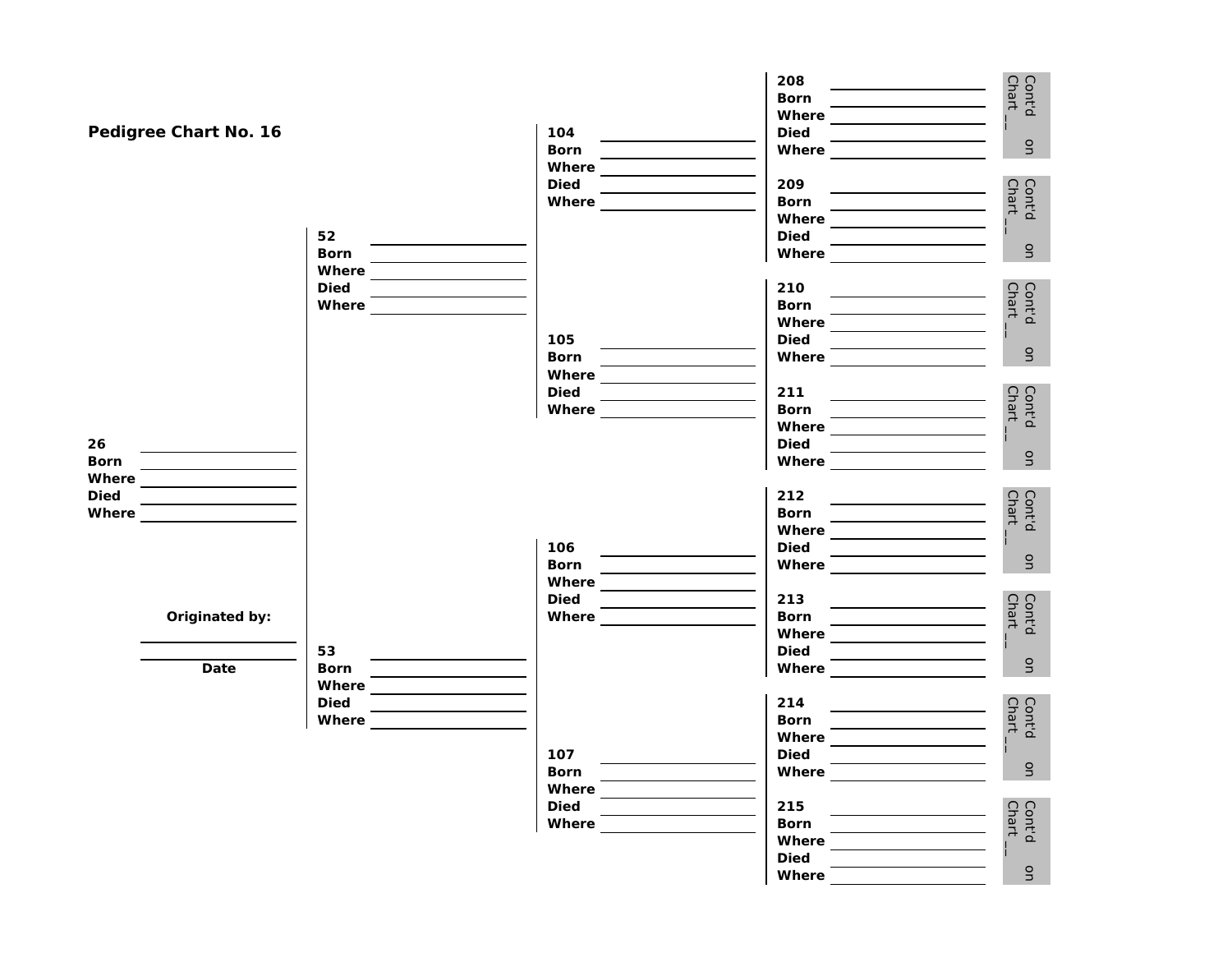# Pedigree Chart No. 16

**26**
**Born** ______
**Where** ______
**Died** ______
**Where** ______

**Originated by:**

______

______
**Date**

**52**
**Born** ______
**Where** ______
**Died** ______
**Where** ______

**53**
**Born** ______
**Where** ______
**Died** ______
**Where** ______

**104**
**Born** ______
**Where** ______
**Died** ______
**Where** ______

**105**
**Born** ______
**Where** ______
**Died** ______
**Where** ______

**106**
**Born** ______
**Where** ______
**Died** ______
**Where** ______

**107**
**Born** ______
**Where** ______
**Died** ______
**Where** ______

**208**
**Born** ______
**Where** ______
**Died** ______
**Where** ______

Cont'd on Chart __

**209**
**Born** ______
**Where** ______
**Died** ______
**Where** ______

Cont'd on Chart __

**210**
**Born** ______
**Where** ______
**Died** ______
**Where** ______

Cont'd on Chart __

**211**
**Born** ______
**Where** ______
**Died** ______
**Where** ______

Cont'd on Chart __

**212**
**Born** ______
**Where** ______
**Died** ______
**Where** ______

Cont'd on Chart __

**213**
**Born** ______
**Where** ______
**Died** ______
**Where** ______

Cont'd on Chart __

**214**
**Born** ______
**Where** ______
**Died** ______
**Where** ______

Cont'd on Chart __

**215**
**Born** ______
**Where** ______
**Died** ______
**Where** ______

Cont'd on Chart __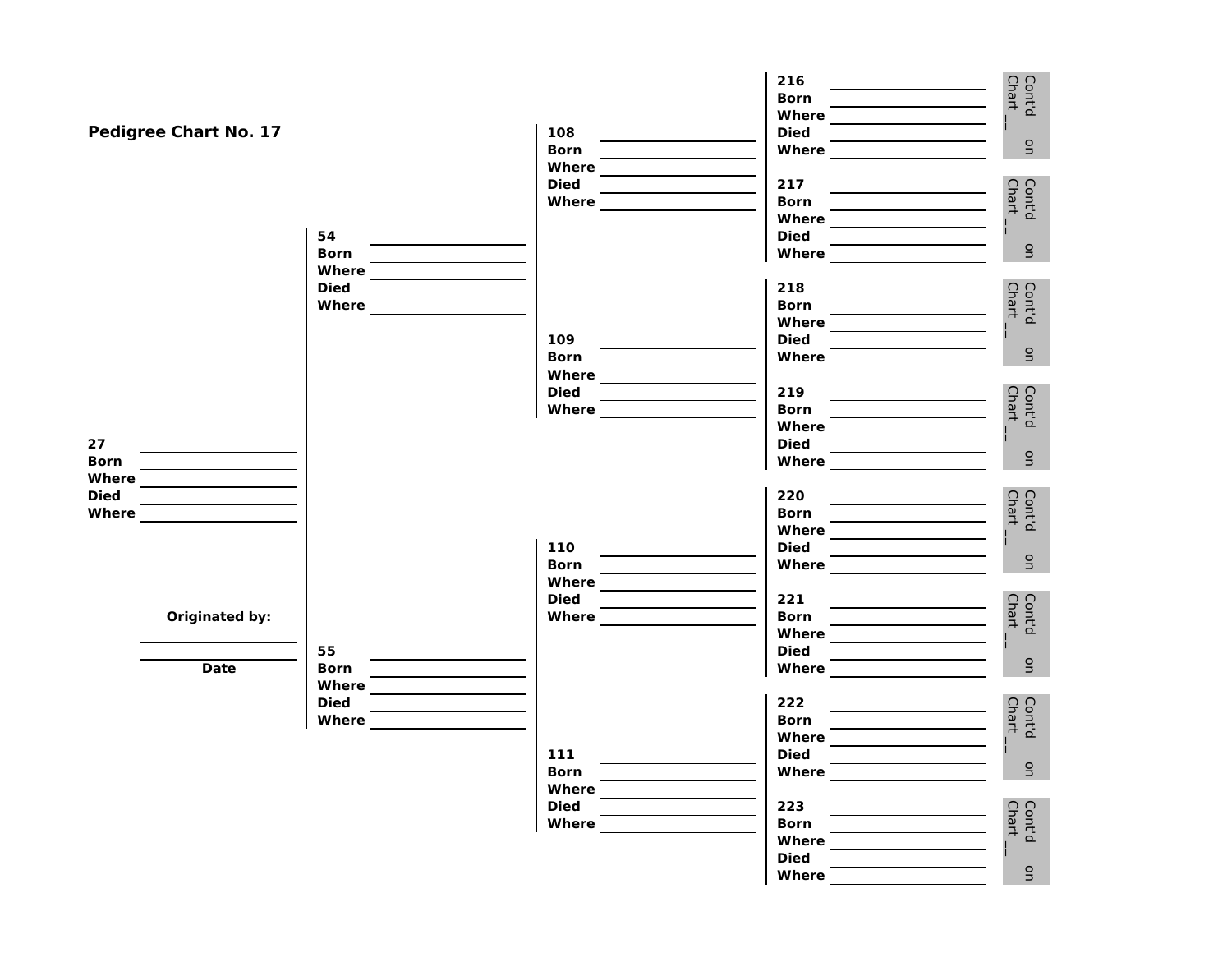## Pedigree Chart No. 17

**27**
**Born** ____________________
**Where** ____________________
**Died** ____________________
**Where** ____________________

**Originated by:**
____________________
____________________
**Date**

**54**
**Born** ____________________
**Where** ____________________
**Died** ____________________
**Where** ____________________

**55**
**Born** ____________________
**Where** ____________________
**Died** ____________________
**Where** ____________________

**108**
**Born** ____________________
**Where** ____________________
**Died** ____________________
**Where** ____________________

**109**
**Born** ____________________
**Where** ____________________
**Died** ____________________
**Where** ____________________

**110**
**Born** ____________________
**Where** ____________________
**Died** ____________________
**Where** ____________________

**111**
**Born** ____________________
**Where** ____________________
**Died** ____________________
**Where** ____________________

**216**
**Born** ____________________
**Where** ____________________
**Died** ____________________
**Where** ____________________
Cont'd on Chart __

**217**
**Born** ____________________
**Where** ____________________
**Died** ____________________
**Where** ____________________
Cont'd on Chart __

**218**
**Born** ____________________
**Where** ____________________
**Died** ____________________
**Where** ____________________
Cont'd on Chart __

**219**
**Born** ____________________
**Where** ____________________
**Died** ____________________
**Where** ____________________
Cont'd on Chart __

**220**
**Born** ____________________
**Where** ____________________
**Died** ____________________
**Where** ____________________
Cont'd on Chart __

**221**
**Born** ____________________
**Where** ____________________
**Died** ____________________
**Where** ____________________
Cont'd on Chart __

**222**
**Born** ____________________
**Where** ____________________
**Died** ____________________
**Where** ____________________
Cont'd on Chart __

**223**
**Born** ____________________
**Where** ____________________
**Died** ____________________
**Where** ____________________
Cont'd on Chart __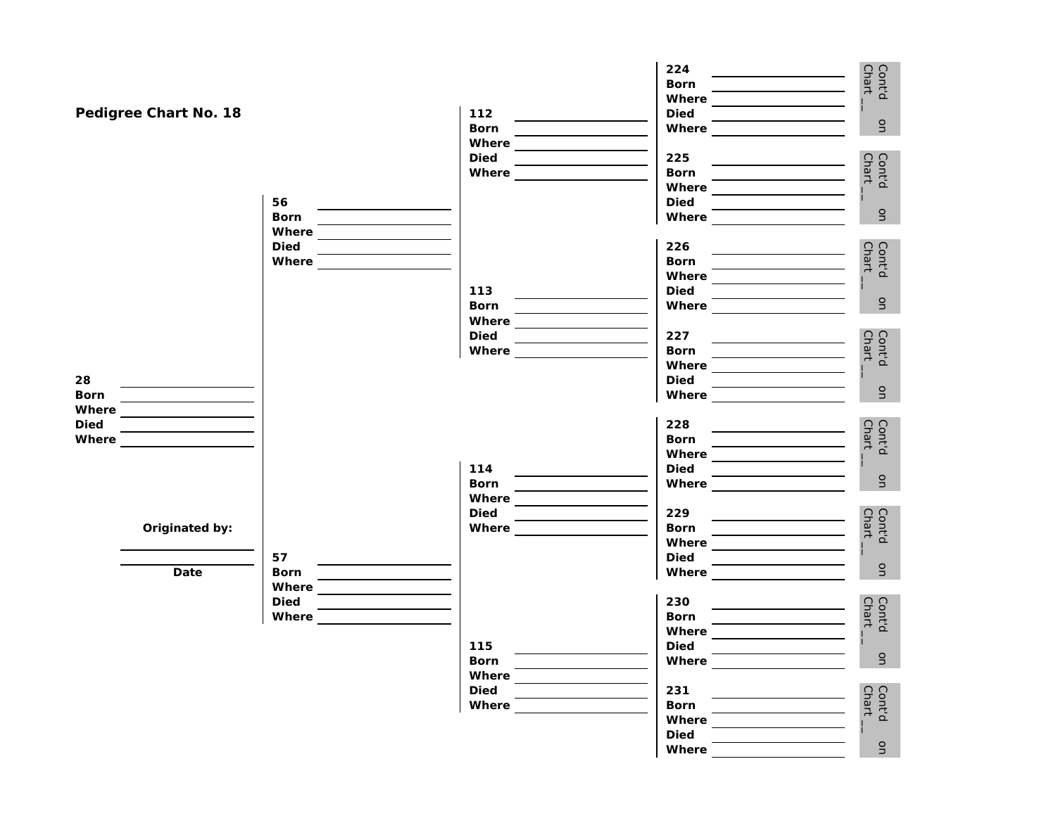**Pedigree Chart No. 18**

**28**
**Born** ____________________
**Where** ____________________
**Died** ____________________
**Where** ____________________

**56**
**Born** ____________________
**Where** ____________________
**Died** ____________________
**Where** ____________________

**57**
**Born** ____________________
**Where** ____________________
**Died** ____________________
**Where** ____________________

**112**
**Born** ____________________
**Where** ____________________
**Died** ____________________
**Where** ____________________

**113**
**Born** ____________________
**Where** ____________________
**Died** ____________________
**Where** ____________________

**114**
**Born** ____________________
**Where** ____________________
**Died** ____________________
**Where** ____________________

**115**
**Born** ____________________
**Where** ____________________
**Died** ____________________
**Where** ____________________

**224**
**Born** ____________________
**Where** ____________________
**Died** ____________________
**Where** ____________________

Cont'd on Chart __

**225**
**Born** ____________________
**Where** ____________________
**Died** ____________________
**Where** ____________________

Cont'd on Chart __

**226**
**Born** ____________________
**Where** ____________________
**Died** ____________________
**Where** ____________________

Cont'd on Chart __

**227**
**Born** ____________________
**Where** ____________________
**Died** ____________________
**Where** ____________________

Cont'd on Chart __

**228**
**Born** ____________________
**Where** ____________________
**Died** ____________________
**Where** ____________________

Cont'd on Chart __

**229**
**Born** ____________________
**Where** ____________________
**Died** ____________________
**Where** ____________________

Cont'd on Chart __

**230**
**Born** ____________________
**Where** ____________________
**Died** ____________________
**Where** ____________________

Cont'd on Chart __

**231**
**Born** ____________________
**Where** ____________________
**Died** ____________________
**Where** ____________________

Cont'd on Chart __

**Originated by:**
____________________
____________________
**Date**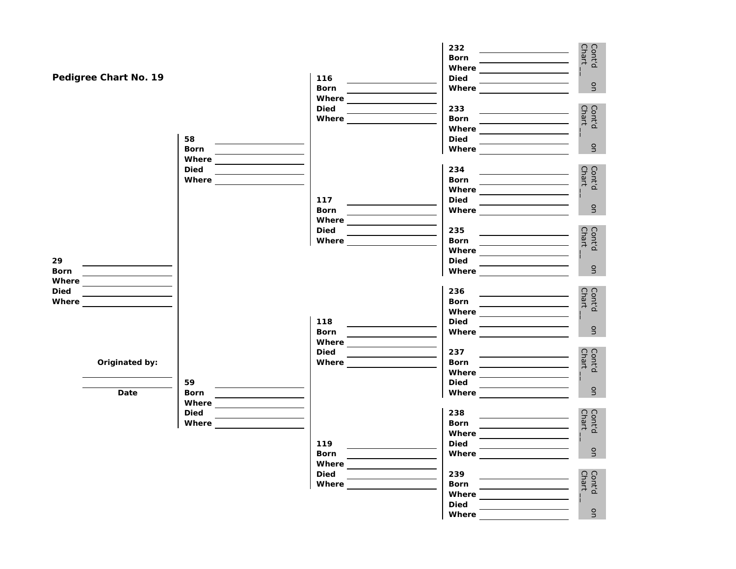# Pedigree Chart No. 19

**29** ____________________
**Born** ____________________
**Where** ____________________
**Died** ____________________
**Where** ____________________

**Originated by:**

____________________

**Date**

---

**58** ____________________
**Born** ____________________
**Where** ____________________
**Died** ____________________
**Where** ____________________

**59** ____________________
**Born** ____________________
**Where** ____________________
**Died** ____________________
**Where** ____________________

---

**116** ____________________
**Born** ____________________
**Where** ____________________
**Died** ____________________
**Where** ____________________

**117** ____________________
**Born** ____________________
**Where** ____________________
**Died** ____________________
**Where** ____________________

**118** ____________________
**Born** ____________________
**Where** ____________________
**Died** ____________________
**Where** ____________________

**119** ____________________
**Born** ____________________
**Where** ____________________
**Died** ____________________
**Where** ____________________

---

**232** ____________________
**Born** ____________________
**Where** ____________________
**Died** ____________________
**Where** ____________________
Cont'd on Chart __

**233** ____________________
**Born** ____________________
**Where** ____________________
**Died** ____________________
**Where** ____________________
Cont'd on Chart __

**234** ____________________
**Born** ____________________
**Where** ____________________
**Died** ____________________
**Where** ____________________
Cont'd on Chart __

**235** ____________________
**Born** ____________________
**Where** ____________________
**Died** ____________________
**Where** ____________________
Cont'd on Chart __

**236** ____________________
**Born** ____________________
**Where** ____________________
**Died** ____________________
**Where** ____________________
Cont'd on Chart __

**237** ____________________
**Born** ____________________
**Where** ____________________
**Died** ____________________
**Where** ____________________
Cont'd on Chart __

**238** ____________________
**Born** ____________________
**Where** ____________________
**Died** ____________________
**Where** ____________________
Cont'd on Chart __

**239** ____________________
**Born** ____________________
**Where** ____________________
**Died** ____________________
**Where** ____________________
Cont'd on Chart __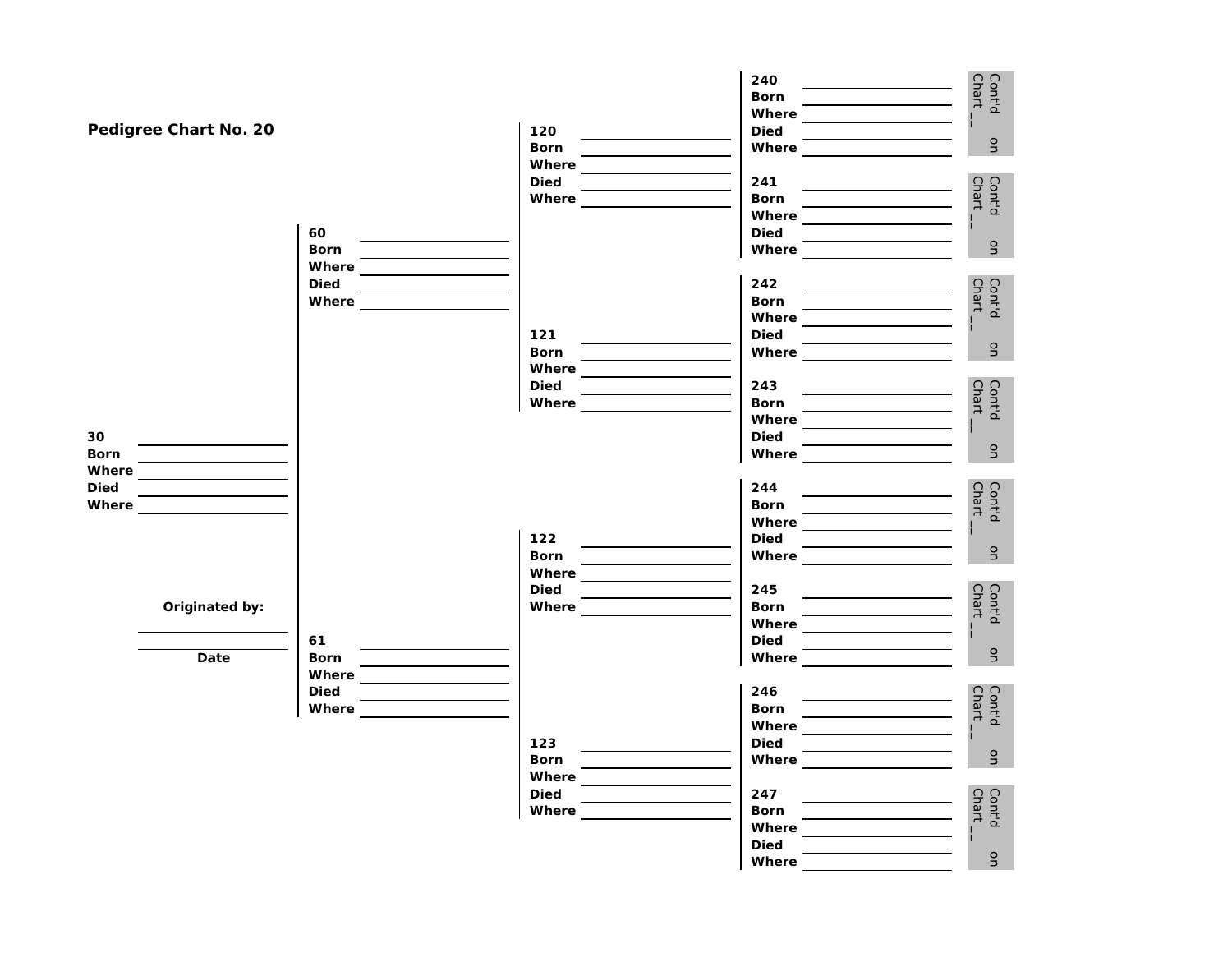## Pedigree Chart No. 20

30
Born
Where
Died
Where

Originated by:

Date

60
Born
Where
Died
Where

61
Born
Where
Died
Where

120
Born
Where
Died
Where

121
Born
Where
Died
Where

122
Born
Where
Died
Where

123
Born
Where
Died
Where

240
Born
Where
Died
Where

Cont'd on Chart __

241
Born
Where
Died
Where

Cont'd on Chart __

242
Born
Where
Died
Where

Cont'd on Chart __

243
Born
Where
Died
Where

Cont'd on Chart __

244
Born
Where
Died
Where

Cont'd on Chart __

245
Born
Where
Died
Where

Cont'd on Chart __

246
Born
Where
Died
Where

Cont'd on Chart __

247
Born
Where
Died
Where

Cont'd on Chart __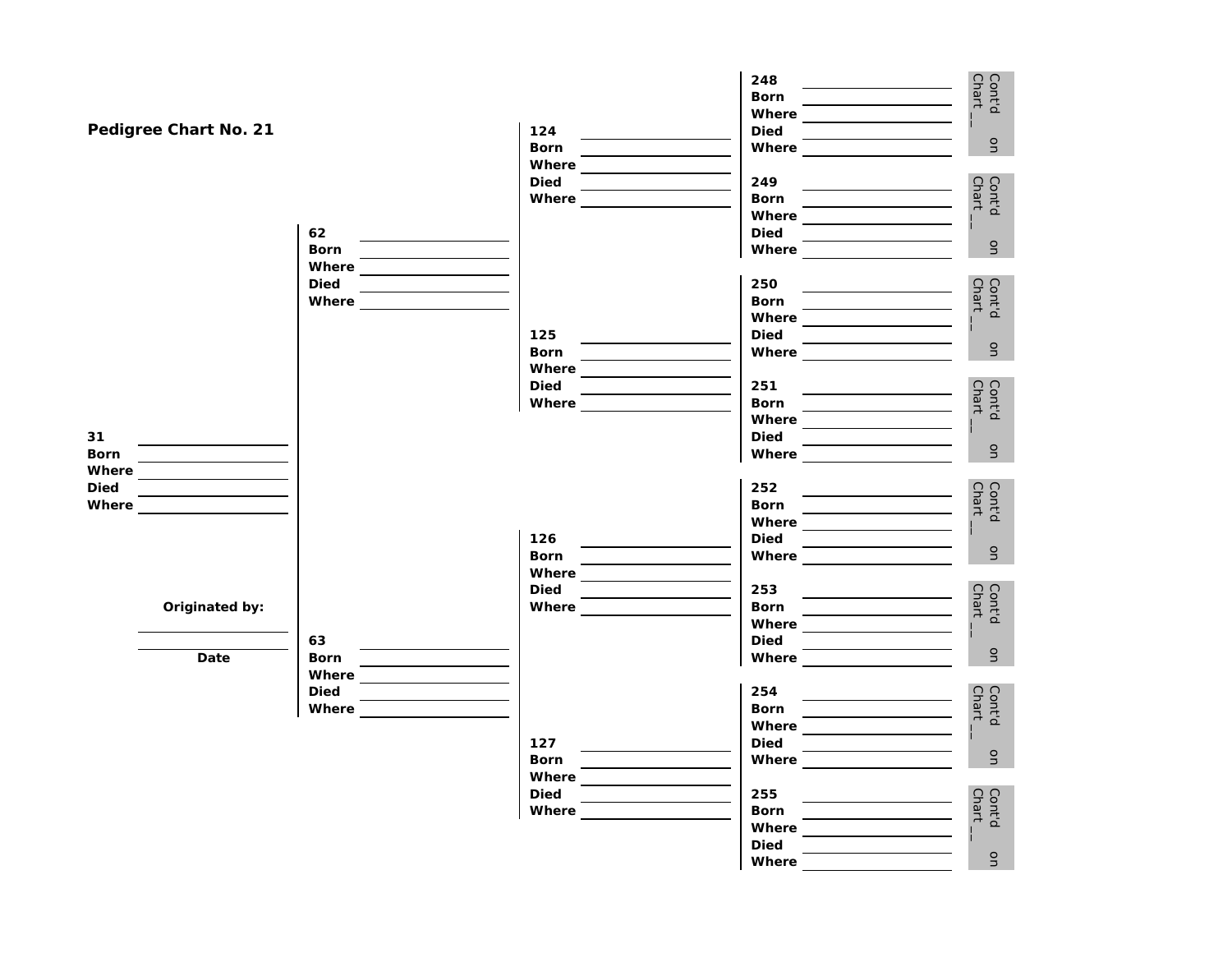## Pedigree Chart No. 21

**31** ______________
**Born** ______________
**Where** ______________
**Died** ______________
**Where** ______________

**Originated by:**

______________

**Date**

**62** ______________
**Born** ______________
**Where** ______________
**Died** ______________
**Where** ______________

**63** ______________
**Born** ______________
**Where** ______________
**Died** ______________
**Where** ______________

**124** ______________
**Born** ______________
**Where** ______________
**Died** ______________
**Where** ______________

**125** ______________
**Born** ______________
**Where** ______________
**Died** ______________
**Where** ______________

**126** ______________
**Born** ______________
**Where** ______________
**Died** ______________
**Where** ______________

**127** ______________
**Born** ______________
**Where** ______________
**Died** ______________
**Where** ______________

**248** ______________
**Born** ______________
**Where** ______________
**Died** ______________
**Where** ______________

Cont'd on Chart __

**249** ______________
**Born** ______________
**Where** ______________
**Died** ______________
**Where** ______________

Cont'd on Chart __

**250** ______________
**Born** ______________
**Where** ______________
**Died** ______________
**Where** ______________

Cont'd on Chart __

**251** ______________
**Born** ______________
**Where** ______________
**Died** ______________
**Where** ______________

Cont'd on Chart __

**252** ______________
**Born** ______________
**Where** ______________
**Died** ______________
**Where** ______________

Cont'd on Chart __

**253** ______________
**Born** ______________
**Where** ______________
**Died** ______________
**Where** ______________

Cont'd on Chart __

**254** ______________
**Born** ______________
**Where** ______________
**Died** ______________
**Where** ______________

Cont'd on Chart __

**255** ______________
**Born** ______________
**Where** ______________
**Died** ______________
**Where** ______________

Cont'd on Chart __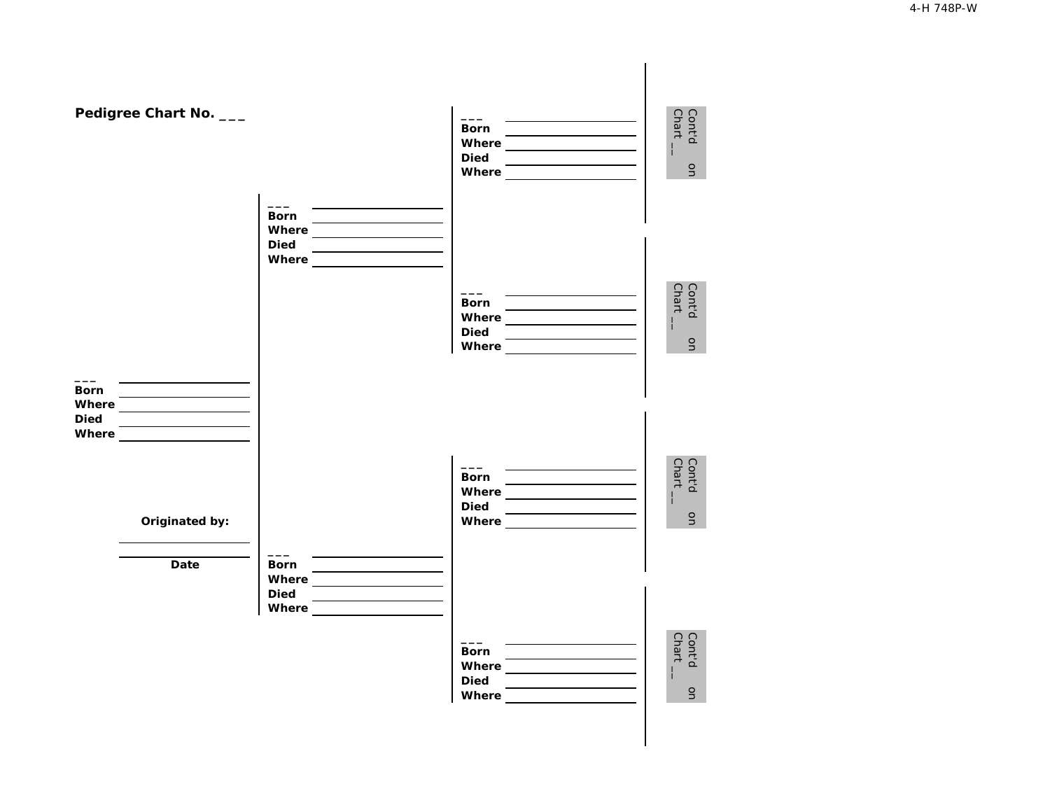Pedigree Chart No. ___

___
**Born** ________
**Where** ________
**Died** ________
**Where** ________

**Originated by:**

________

________
**Date**

___
**Born** ________
**Where** ________
**Died** ________
**Where** ________

___
**Born** ________
**Where** ________
**Died** ________
**Where** ________

___
**Born** ________
**Where** ________
**Died** ________
**Where** ________

Cont'd on Chart __

___
**Born** ________
**Where** ________
**Died** ________
**Where** ________

Cont'd on Chart __

___
**Born** ________
**Where** ________
**Died** ________
**Where** ________

Cont'd on Chart __

___
**Born** ________
**Where** ________
**Died** ________
**Where** ________

Cont'd on Chart __

4-H 748P-W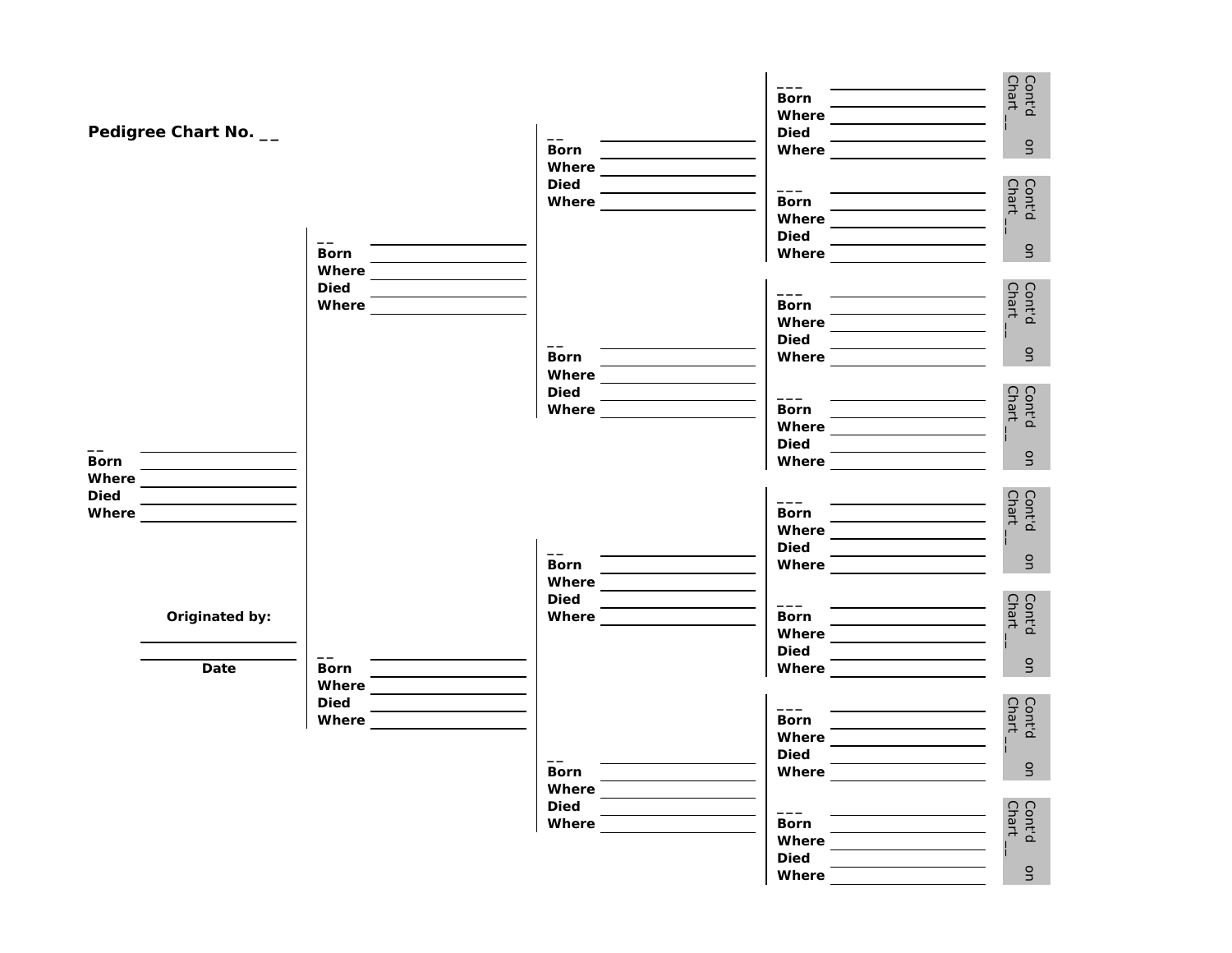**Pedigree Chart No. _ _**

_ _
**Born** ______________
**Where** ______________
**Died** ______________
**Where** ______________

**Originated by:**

______________

______________
**Date**

_ _
**Born** ______________
**Where** ______________
**Died** ______________
**Where** ______________

_ _
**Born** ______________
**Where** ______________
**Died** ______________
**Where** ______________

_ _
**Born** ______________
**Where** ______________
**Died** ______________
**Where** ______________

_ _
**Born** ______________
**Where** ______________
**Died** ______________
**Where** ______________

_ _
**Born** ______________
**Where** ______________
**Died** ______________
**Where** ______________

_ _
**Born** ______________
**Where** ______________
**Died** ______________
**Where** ______________

_ _ _
**Born** ______________
**Where** ______________
**Died** ______________
**Where** ______________

Cont'd on Chart _ _

_ _ _
**Born** ______________
**Where** ______________
**Died** ______________
**Where** ______________

Cont'd on Chart _ _

_ _ _
**Born** ______________
**Where** ______________
**Died** ______________
**Where** ______________

Cont'd on Chart _ _

_ _ _
**Born** ______________
**Where** ______________
**Died** ______________
**Where** ______________

Cont'd on Chart _ _

_ _ _
**Born** ______________
**Where** ______________
**Died** ______________
**Where** ______________

Cont'd on Chart _ _

_ _ _
**Born** ______________
**Where** ______________
**Died** ______________
**Where** ______________

Cont'd on Chart _ _

_ _ _
**Born** ______________
**Where** ______________
**Died** ______________
**Where** ______________

Cont'd on Chart _ _

_ _ _
**Born** ______________
**Where** ______________
**Died** ______________
**Where** ______________

Cont'd on Chart _ _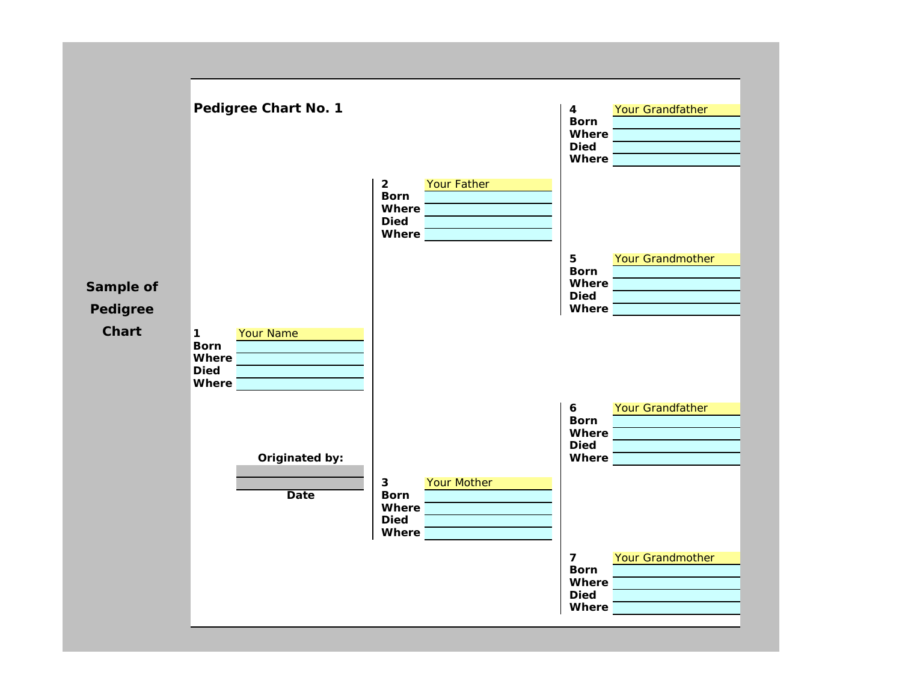**Sample of Pedigree Chart**

**Pedigree Chart No. 1**

**1** Your Name
**Born**
**Where**
**Died**
**Where**

**Originated by:**

**Date**

**2** Your Father
**Born**
**Where**
**Died**
**Where**

**3** Your Mother
**Born**
**Where**
**Died**
**Where**

**4** Your Grandfather
**Born**
**Where**
**Died**
**Where**

**5** Your Grandmother
**Born**
**Where**
**Died**
**Where**

**6** Your Grandfather
**Born**
**Where**
**Died**
**Where**

**7** Your Grandmother
**Born**
**Where**
**Died**
**Where**